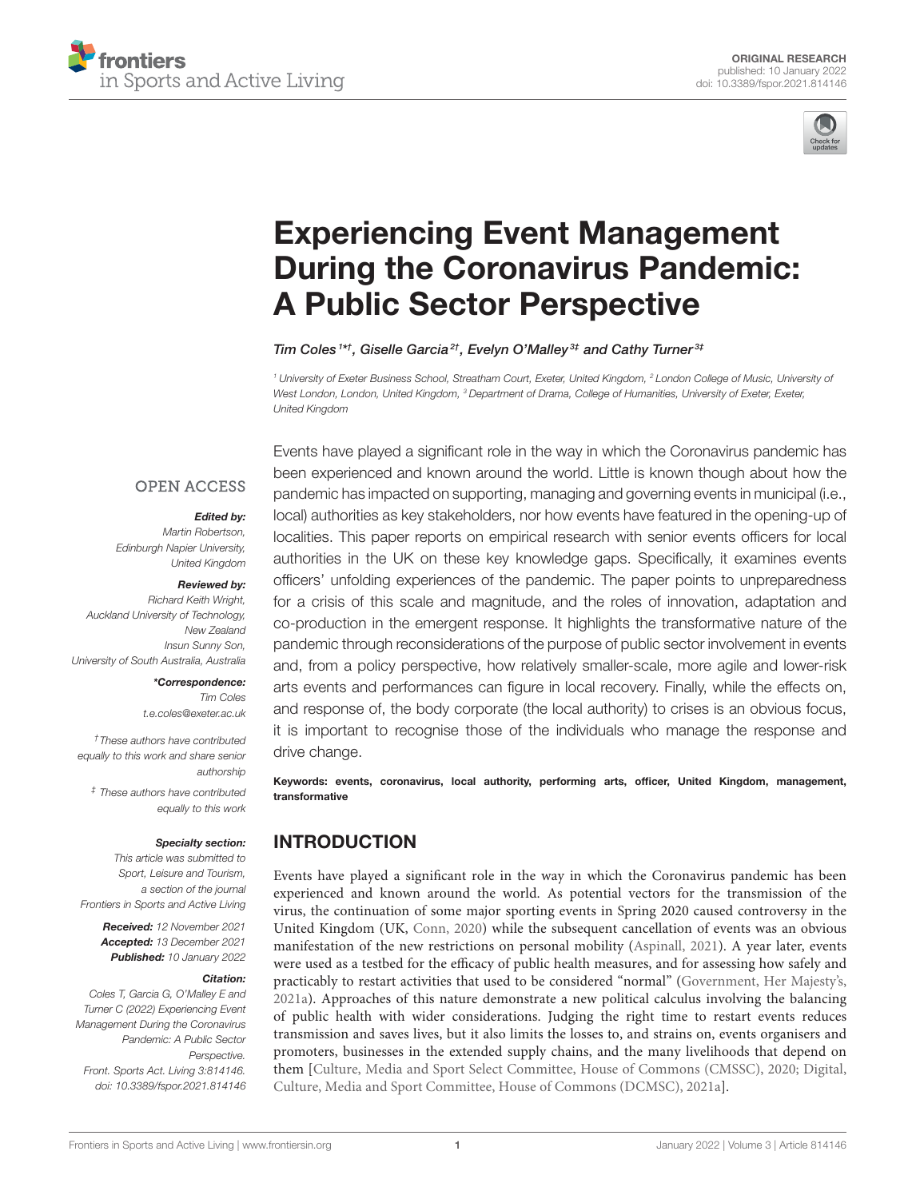ORIGINAL RESEARCH
published: 10 January 2022
doi: 10.3389/fspor.2021.814146

# Experiencing Event Management During the Coronavirus Pandemic: A Public Sector Perspective

*Tim Coles[1*†], Giselle Garcia[2†], Evelyn O'Malley[3‡] and Cathy Turner[3‡]*

[1] University of Exeter Business School, Streatham Court, Exeter, United Kingdom, [2] London College of Music, University of West London, London, United Kingdom, [3] Department of Drama, College of Humanities, University of Exeter, Exeter, United Kingdom

OPEN ACCESS

***Edited by:***
*Martin Robertson, Edinburgh Napier University, United Kingdom*

***Reviewed by:***
*Richard Keith Wright, Auckland University of Technology, New Zealand*
*Insun Sunny Son, University of South Australia, Australia*

***\*Correspondence:***
*Tim Coles*
*t.e.coles@exeter.ac.uk*

*† These authors have contributed equally to this work and share senior authorship*

*‡ These authors have contributed equally to this work*

***Specialty section:***
*This article was submitted to Sport, Leisure and Tourism, a section of the journal Frontiers in Sports and Active Living*

***Received:*** *12 November 2021*
***Accepted:*** *13 December 2021*
***Published:*** *10 January 2022*

***Citation:***
*Coles T, Garcia G, O'Malley E and Turner C (2022) Experiencing Event Management During the Coronavirus Pandemic: A Public Sector Perspective. Front. Sports Act. Living 3:814146. doi: 10.3389/fspor.2021.814146*

Events have played a significant role in the way in which the Coronavirus pandemic has been experienced and known around the world. Little is known though about how the pandemic has impacted on supporting, managing and governing events in municipal (i.e., local) authorities as key stakeholders, nor how events have featured in the opening-up of localities. This paper reports on empirical research with senior events officers for local authorities in the UK on these key knowledge gaps. Specifically, it examines events officers' unfolding experiences of the pandemic. The paper points to unpreparedness for a crisis of this scale and magnitude, and the roles of innovation, adaptation and co-production in the emergent response. It highlights the transformative nature of the pandemic through reconsiderations of the purpose of public sector involvement in events and, from a policy perspective, how relatively smaller-scale, more agile and lower-risk arts events and performances can figure in local recovery. Finally, while the effects on, and response of, the body corporate (the local authority) to crises is an obvious focus, it is important to recognise those of the individuals who manage the response and drive change.

**Keywords: events, coronavirus, local authority, performing arts, officer, United Kingdom, management, transformative**

## INTRODUCTION

Events have played a significant role in the way in which the Coronavirus pandemic has been experienced and known around the world. As potential vectors for the transmission of the virus, the continuation of some major sporting events in Spring 2020 caused controversy in the United Kingdom (UK, Conn, 2020) while the subsequent cancellation of events was an obvious manifestation of the new restrictions on personal mobility (Aspinall, 2021). A year later, events were used as a testbed for the efficacy of public health measures, and for assessing how safely and practicably to restart activities that used to be considered "normal" (Government, Her Majesty's, 2021a). Approaches of this nature demonstrate a new political calculus involving the balancing of public health with wider considerations. Judging the right time to restart events reduces transmission and saves lives, but it also limits the losses to, and strains on, events organisers and promoters, businesses in the extended supply chains, and the many livelihoods that depend on them [Culture, Media and Sport Select Committee, House of Commons (CMSSC), 2020; Digital, Culture, Media and Sport Committee, House of Commons (DCMSC), 2021a].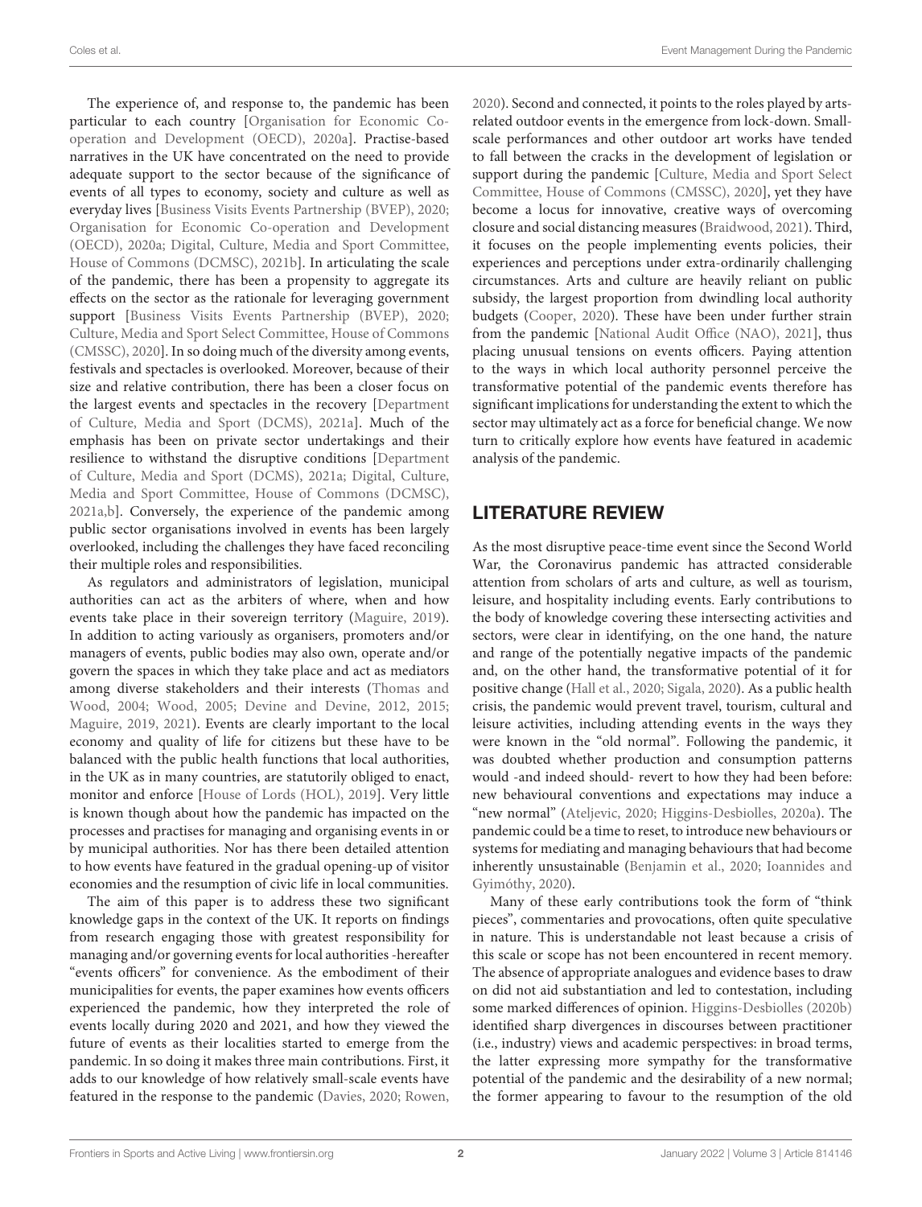The experience of, and response to, the pandemic has been particular to each country [Organisation for Economic Co-operation and Development (OECD), 2020a]. Practise-based narratives in the UK have concentrated on the need to provide adequate support to the sector because of the significance of events of all types to economy, society and culture as well as everyday lives [Business Visits Events Partnership (BVEP), 2020; Organisation for Economic Co-operation and Development (OECD), 2020a; Digital, Culture, Media and Sport Committee, House of Commons (DCMSC), 2021b]. In articulating the scale of the pandemic, there has been a propensity to aggregate its effects on the sector as the rationale for leveraging government support [Business Visits Events Partnership (BVEP), 2020; Culture, Media and Sport Select Committee, House of Commons (CMSSC), 2020]. In so doing much of the diversity among events, festivals and spectacles is overlooked. Moreover, because of their size and relative contribution, there has been a closer focus on the largest events and spectacles in the recovery [Department of Culture, Media and Sport (DCMS), 2021a]. Much of the emphasis has been on private sector undertakings and their resilience to withstand the disruptive conditions [Department of Culture, Media and Sport (DCMS), 2021a; Digital, Culture, Media and Sport Committee, House of Commons (DCMSC), 2021a,b]. Conversely, the experience of the pandemic among public sector organisations involved in events has been largely overlooked, including the challenges they have faced reconciling their multiple roles and responsibilities.

As regulators and administrators of legislation, municipal authorities can act as the arbiters of where, when and how events take place in their sovereign territory (Maguire, 2019). In addition to acting variously as organisers, promoters and/or managers of events, public bodies may also own, operate and/or govern the spaces in which they take place and act as mediators among diverse stakeholders and their interests (Thomas and Wood, 2004; Wood, 2005; Devine and Devine, 2012, 2015; Maguire, 2019, 2021). Events are clearly important to the local economy and quality of life for citizens but these have to be balanced with the public health functions that local authorities, in the UK as in many countries, are statutorily obliged to enact, monitor and enforce [House of Lords (HOL), 2019]. Very little is known though about how the pandemic has impacted on the processes and practises for managing and organising events in or by municipal authorities. Nor has there been detailed attention to how events have featured in the gradual opening-up of visitor economies and the resumption of civic life in local communities.

The aim of this paper is to address these two significant knowledge gaps in the context of the UK. It reports on findings from research engaging those with greatest responsibility for managing and/or governing events for local authorities -hereafter "events officers" for convenience. As the embodiment of their municipalities for events, the paper examines how events officers experienced the pandemic, how they interpreted the role of events locally during 2020 and 2021, and how they viewed the future of events as their localities started to emerge from the pandemic. In so doing it makes three main contributions. First, it adds to our knowledge of how relatively small-scale events have featured in the response to the pandemic (Davies, 2020; Rowen, 2020). Second and connected, it points to the roles played by arts-related outdoor events in the emergence from lock-down. Small-scale performances and other outdoor art works have tended to fall between the cracks in the development of legislation or support during the pandemic [Culture, Media and Sport Select Committee, House of Commons (CMSSC), 2020], yet they have become a locus for innovative, creative ways of overcoming closure and social distancing measures (Braidwood, 2021). Third, it focuses on the people implementing events policies, their experiences and perceptions under extra-ordinarily challenging circumstances. Arts and culture are heavily reliant on public subsidy, the largest proportion from dwindling local authority budgets (Cooper, 2020). These have been under further strain from the pandemic [National Audit Office (NAO), 2021], thus placing unusual tensions on events officers. Paying attention to the ways in which local authority personnel perceive the transformative potential of the pandemic events therefore has significant implications for understanding the extent to which the sector may ultimately act as a force for beneficial change. We now turn to critically explore how events have featured in academic analysis of the pandemic.

## LITERATURE REVIEW

As the most disruptive peace-time event since the Second World War, the Coronavirus pandemic has attracted considerable attention from scholars of arts and culture, as well as tourism, leisure, and hospitality including events. Early contributions to the body of knowledge covering these intersecting activities and sectors, were clear in identifying, on the one hand, the nature and range of the potentially negative impacts of the pandemic and, on the other hand, the transformative potential of it for positive change (Hall et al., 2020; Sigala, 2020). As a public health crisis, the pandemic would prevent travel, tourism, cultural and leisure activities, including attending events in the ways they were known in the "old normal". Following the pandemic, it was doubted whether production and consumption patterns would -and indeed should- revert to how they had been before: new behavioural conventions and expectations may induce a "new normal" (Ateljevic, 2020; Higgins-Desbiolles, 2020a). The pandemic could be a time to reset, to introduce new behaviours or systems for mediating and managing behaviours that had become inherently unsustainable (Benjamin et al., 2020; Ioannides and Gyimóthy, 2020).

Many of these early contributions took the form of "think pieces", commentaries and provocations, often quite speculative in nature. This is understandable not least because a crisis of this scale or scope has not been encountered in recent memory. The absence of appropriate analogues and evidence bases to draw on did not aid substantiation and led to contestation, including some marked differences of opinion. Higgins-Desbiolles (2020b) identified sharp divergences in discourses between practitioner (i.e., industry) views and academic perspectives: in broad terms, the latter expressing more sympathy for the transformative potential of the pandemic and the desirability of a new normal; the former appearing to favour to the resumption of the old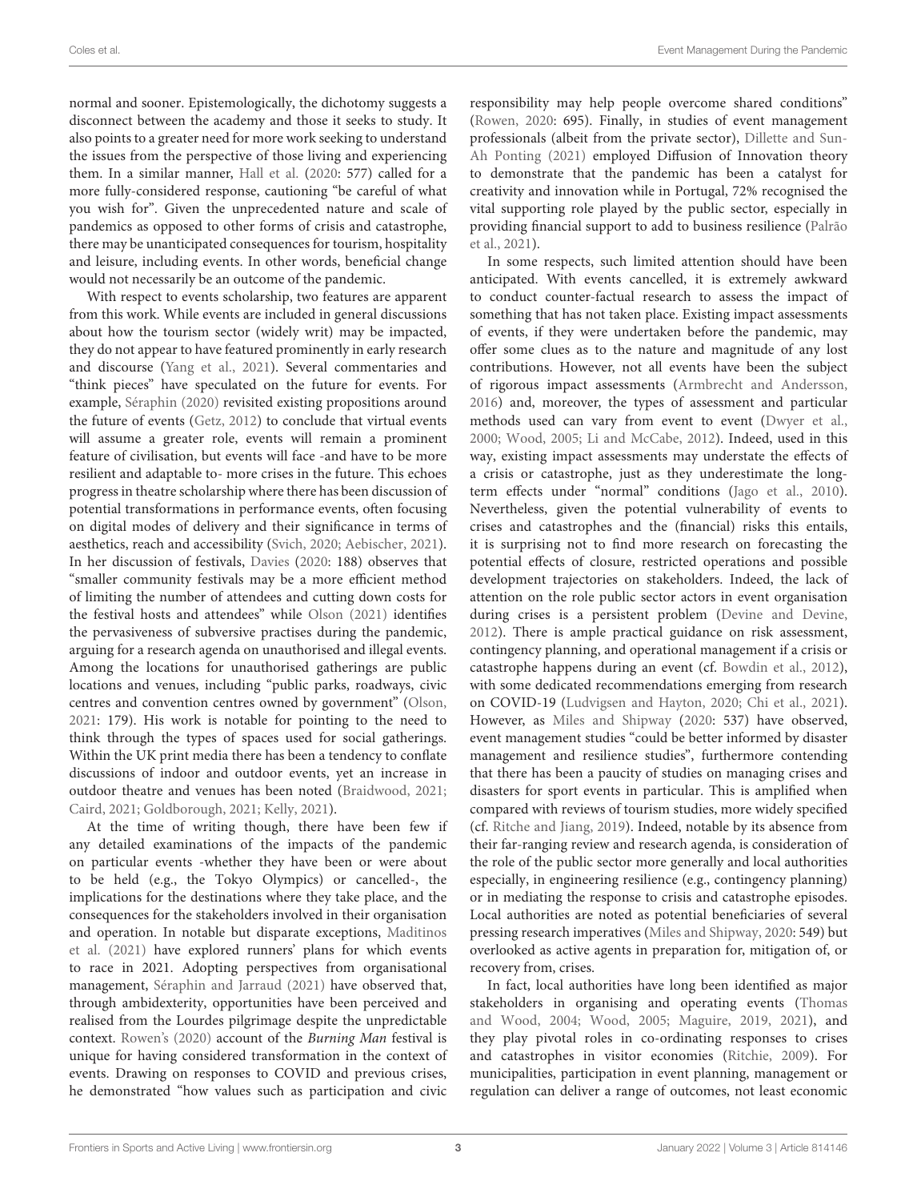normal and sooner. Epistemologically, the dichotomy suggests a disconnect between the academy and those it seeks to study. It also points to a greater need for more work seeking to understand the issues from the perspective of those living and experiencing them. In a similar manner, Hall et al. (2020: 577) called for a more fully-considered response, cautioning "be careful of what you wish for". Given the unprecedented nature and scale of pandemics as opposed to other forms of crisis and catastrophe, there may be unanticipated consequences for tourism, hospitality and leisure, including events. In other words, beneficial change would not necessarily be an outcome of the pandemic.

With respect to events scholarship, two features are apparent from this work. While events are included in general discussions about how the tourism sector (widely writ) may be impacted, they do not appear to have featured prominently in early research and discourse (Yang et al., 2021). Several commentaries and "think pieces" have speculated on the future for events. For example, Séraphin (2020) revisited existing propositions around the future of events (Getz, 2012) to conclude that virtual events will assume a greater role, events will remain a prominent feature of civilisation, but events will face -and have to be more resilient and adaptable to- more crises in the future. This echoes progress in theatre scholarship where there has been discussion of potential transformations in performance events, often focusing on digital modes of delivery and their significance in terms of aesthetics, reach and accessibility (Svich, 2020; Aebischer, 2021). In her discussion of festivals, Davies (2020: 188) observes that "smaller community festivals may be a more efficient method of limiting the number of attendees and cutting down costs for the festival hosts and attendees" while Olson (2021) identifies the pervasiveness of subversive practises during the pandemic, arguing for a research agenda on unauthorised and illegal events. Among the locations for unauthorised gatherings are public locations and venues, including "public parks, roadways, civic centres and convention centres owned by government" (Olson, 2021: 179). His work is notable for pointing to the need to think through the types of spaces used for social gatherings. Within the UK print media there has been a tendency to conflate discussions of indoor and outdoor events, yet an increase in outdoor theatre and venues has been noted (Braidwood, 2021; Caird, 2021; Goldborough, 2021; Kelly, 2021).

At the time of writing though, there have been few if any detailed examinations of the impacts of the pandemic on particular events -whether they have been or were about to be held (e.g., the Tokyo Olympics) or cancelled-, the implications for the destinations where they take place, and the consequences for the stakeholders involved in their organisation and operation. In notable but disparate exceptions, Maditinos et al. (2021) have explored runners' plans for which events to race in 2021. Adopting perspectives from organisational management, Séraphin and Jarraud (2021) have observed that, through ambidexterity, opportunities have been perceived and realised from the Lourdes pilgrimage despite the unpredictable context. Rowen's (2020) account of the *Burning Man* festival is unique for having considered transformation in the context of events. Drawing on responses to COVID and previous crises, he demonstrated "how values such as participation and civic responsibility may help people overcome shared conditions" (Rowen, 2020: 695). Finally, in studies of event management professionals (albeit from the private sector), Dillette and Sun-Ah Ponting (2021) employed Diffusion of Innovation theory to demonstrate that the pandemic has been a catalyst for creativity and innovation while in Portugal, 72% recognised the vital supporting role played by the public sector, especially in providing financial support to add to business resilience (Palrão et al., 2021).

In some respects, such limited attention should have been anticipated. With events cancelled, it is extremely awkward to conduct counter-factual research to assess the impact of something that has not taken place. Existing impact assessments of events, if they were undertaken before the pandemic, may offer some clues as to the nature and magnitude of any lost contributions. However, not all events have been the subject of rigorous impact assessments (Armbrecht and Andersson, 2016) and, moreover, the types of assessment and particular methods used can vary from event to event (Dwyer et al., 2000; Wood, 2005; Li and McCabe, 2012). Indeed, used in this way, existing impact assessments may understate the effects of a crisis or catastrophe, just as they underestimate the long-term effects under "normal" conditions (Jago et al., 2010). Nevertheless, given the potential vulnerability of events to crises and catastrophes and the (financial) risks this entails, it is surprising not to find more research on forecasting the potential effects of closure, restricted operations and possible development trajectories on stakeholders. Indeed, the lack of attention on the role public sector actors in event organisation during crises is a persistent problem (Devine and Devine, 2012). There is ample practical guidance on risk assessment, contingency planning, and operational management if a crisis or catastrophe happens during an event (cf. Bowdin et al., 2012), with some dedicated recommendations emerging from research on COVID-19 (Ludvigsen and Hayton, 2020; Chi et al., 2021). However, as Miles and Shipway (2020: 537) have observed, event management studies "could be better informed by disaster management and resilience studies", furthermore contending that there has been a paucity of studies on managing crises and disasters for sport events in particular. This is amplified when compared with reviews of tourism studies, more widely specified (cf. Ritche and Jiang, 2019). Indeed, notable by its absence from their far-ranging review and research agenda, is consideration of the role of the public sector more generally and local authorities especially, in engineering resilience (e.g., contingency planning) or in mediating the response to crisis and catastrophe episodes. Local authorities are noted as potential beneficiaries of several pressing research imperatives (Miles and Shipway, 2020: 549) but overlooked as active agents in preparation for, mitigation of, or recovery from, crises.

In fact, local authorities have long been identified as major stakeholders in organising and operating events (Thomas and Wood, 2004; Wood, 2005; Maguire, 2019, 2021), and they play pivotal roles in co-ordinating responses to crises and catastrophes in visitor economies (Ritchie, 2009). For municipalities, participation in event planning, management or regulation can deliver a range of outcomes, not least economic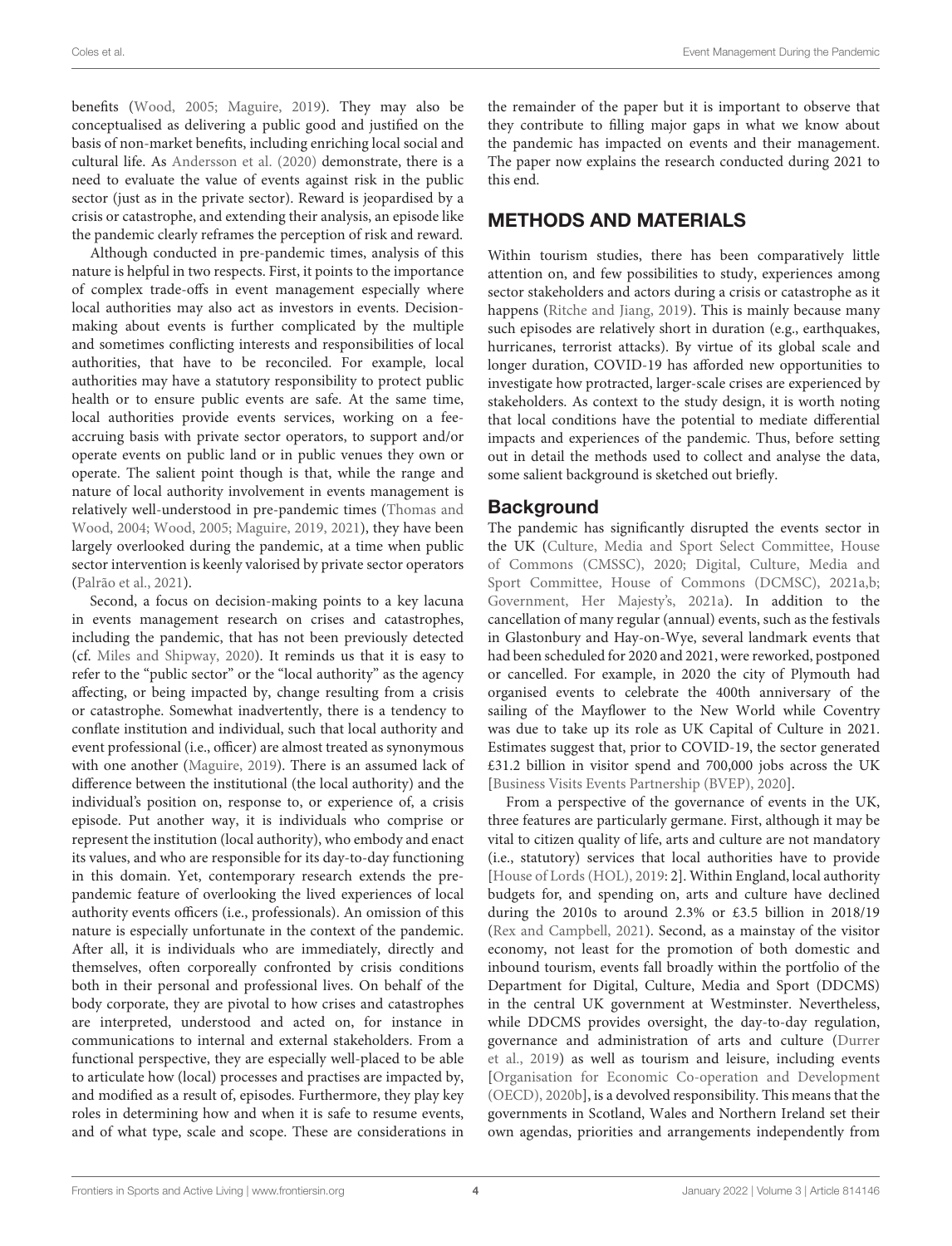benefits (Wood, 2005; Maguire, 2019). They may also be conceptualised as delivering a public good and justified on the basis of non-market benefits, including enriching local social and cultural life. As Andersson et al. (2020) demonstrate, there is a need to evaluate the value of events against risk in the public sector (just as in the private sector). Reward is jeopardised by a crisis or catastrophe, and extending their analysis, an episode like the pandemic clearly reframes the perception of risk and reward.

Although conducted in pre-pandemic times, analysis of this nature is helpful in two respects. First, it points to the importance of complex trade-offs in event management especially where local authorities may also act as investors in events. Decision-making about events is further complicated by the multiple and sometimes conflicting interests and responsibilities of local authorities, that have to be reconciled. For example, local authorities may have a statutory responsibility to protect public health or to ensure public events are safe. At the same time, local authorities provide events services, working on a fee-accruing basis with private sector operators, to support and/or operate events on public land or in public venues they own or operate. The salient point though is that, while the range and nature of local authority involvement in events management is relatively well-understood in pre-pandemic times (Thomas and Wood, 2004; Wood, 2005; Maguire, 2019, 2021), they have been largely overlooked during the pandemic, at a time when public sector intervention is keenly valorised by private sector operators (Palrão et al., 2021).

Second, a focus on decision-making points to a key lacuna in events management research on crises and catastrophes, including the pandemic, that has not been previously detected (cf. Miles and Shipway, 2020). It reminds us that it is easy to refer to the "public sector" or the "local authority" as the agency affecting, or being impacted by, change resulting from a crisis or catastrophe. Somewhat inadvertently, there is a tendency to conflate institution and individual, such that local authority and event professional (i.e., officer) are almost treated as synonymous with one another (Maguire, 2019). There is an assumed lack of difference between the institutional (the local authority) and the individual's position on, response to, or experience of, a crisis episode. Put another way, it is individuals who comprise or represent the institution (local authority), who embody and enact its values, and who are responsible for its day-to-day functioning in this domain. Yet, contemporary research extends the pre-pandemic feature of overlooking the lived experiences of local authority events officers (i.e., professionals). An omission of this nature is especially unfortunate in the context of the pandemic. After all, it is individuals who are immediately, directly and themselves, often corporeally confronted by crisis conditions both in their personal and professional lives. On behalf of the body corporate, they are pivotal to how crises and catastrophes are interpreted, understood and acted on, for instance in communications to internal and external stakeholders. From a functional perspective, they are especially well-placed to be able to articulate how (local) processes and practises are impacted by, and modified as a result of, episodes. Furthermore, they play key roles in determining how and when it is safe to resume events, and of what type, scale and scope. These are considerations in the remainder of the paper but it is important to observe that they contribute to filling major gaps in what we know about the pandemic has impacted on events and their management. The paper now explains the research conducted during 2021 to this end.

## METHODS AND MATERIALS

Within tourism studies, there has been comparatively little attention on, and few possibilities to study, experiences among sector stakeholders and actors during a crisis or catastrophe as it happens (Ritche and Jiang, 2019). This is mainly because many such episodes are relatively short in duration (e.g., earthquakes, hurricanes, terrorist attacks). By virtue of its global scale and longer duration, COVID-19 has afforded new opportunities to investigate how protracted, larger-scale crises are experienced by stakeholders. As context to the study design, it is worth noting that local conditions have the potential to mediate differential impacts and experiences of the pandemic. Thus, before setting out in detail the methods used to collect and analyse the data, some salient background is sketched out briefly.

### Background

The pandemic has significantly disrupted the events sector in the UK (Culture, Media and Sport Select Committee, House of Commons (CMSSC), 2020; Digital, Culture, Media and Sport Committee, House of Commons (DCMSC), 2021a,b; Government, Her Majesty's, 2021a). In addition to the cancellation of many regular (annual) events, such as the festivals in Glastonbury and Hay-on-Wye, several landmark events that had been scheduled for 2020 and 2021, were reworked, postponed or cancelled. For example, in 2020 the city of Plymouth had organised events to celebrate the 400th anniversary of the sailing of the Mayflower to the New World while Coventry was due to take up its role as UK Capital of Culture in 2021. Estimates suggest that, prior to COVID-19, the sector generated £31.2 billion in visitor spend and 700,000 jobs across the UK [Business Visits Events Partnership (BVEP), 2020].

From a perspective of the governance of events in the UK, three features are particularly germane. First, although it may be vital to citizen quality of life, arts and culture are not mandatory (i.e., statutory) services that local authorities have to provide [House of Lords (HOL), 2019: 2]. Within England, local authority budgets for, and spending on, arts and culture have declined during the 2010s to around 2.3% or £3.5 billion in 2018/19 (Rex and Campbell, 2021). Second, as a mainstay of the visitor economy, not least for the promotion of both domestic and inbound tourism, events fall broadly within the portfolio of the Department for Digital, Culture, Media and Sport (DDCMS) in the central UK government at Westminster. Nevertheless, while DDCMS provides oversight, the day-to-day regulation, governance and administration of arts and culture (Durrer et al., 2019) as well as tourism and leisure, including events [Organisation for Economic Co-operation and Development (OECD), 2020b], is a devolved responsibility. This means that the governments in Scotland, Wales and Northern Ireland set their own agendas, priorities and arrangements independently from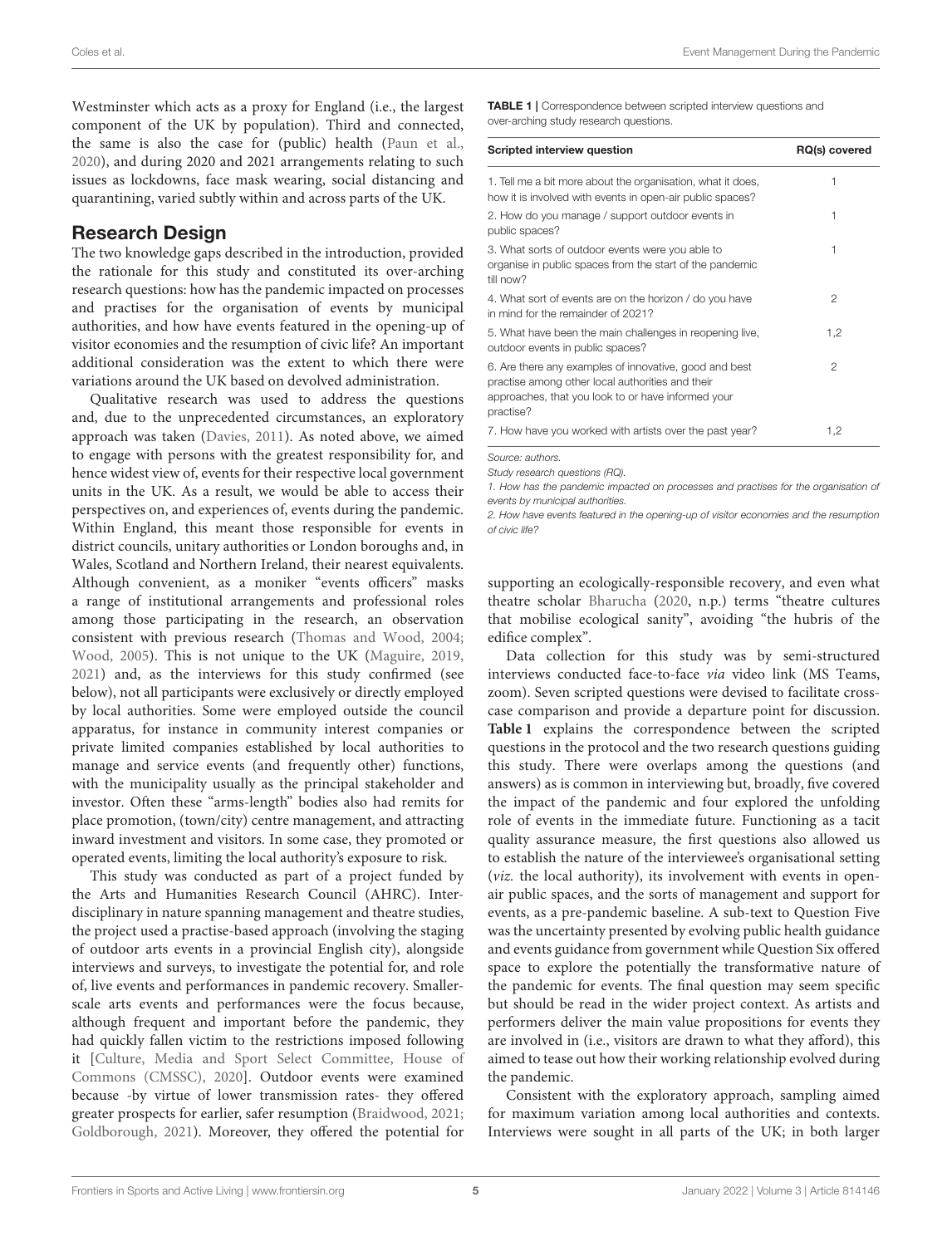Westminster which acts as a proxy for England (i.e., the largest component of the UK by population). Third and connected, the same is also the case for (public) health (Paun et al., 2020), and during 2020 and 2021 arrangements relating to such issues as lockdowns, face mask wearing, social distancing and quarantining, varied subtly within and across parts of the UK.

## Research Design

The two knowledge gaps described in the introduction, provided the rationale for this study and constituted its over-arching research questions: how has the pandemic impacted on processes and practises for the organisation of events by municipal authorities, and how have events featured in the opening-up of visitor economies and the resumption of civic life? An important additional consideration was the extent to which there were variations around the UK based on devolved administration.

Qualitative research was used to address the questions and, due to the unprecedented circumstances, an exploratory approach was taken (Davies, 2011). As noted above, we aimed to engage with persons with the greatest responsibility for, and hence widest view of, events for their respective local government units in the UK. As a result, we would be able to access their perspectives on, and experiences of, events during the pandemic. Within England, this meant those responsible for events in district councils, unitary authorities or London boroughs and, in Wales, Scotland and Northern Ireland, their nearest equivalents. Although convenient, as a moniker "events officers" masks a range of institutional arrangements and professional roles among those participating in the research, an observation consistent with previous research (Thomas and Wood, 2004; Wood, 2005). This is not unique to the UK (Maguire, 2019, 2021) and, as the interviews for this study confirmed (see below), not all participants were exclusively or directly employed by local authorities. Some were employed outside the council apparatus, for instance in community interest companies or private limited companies established by local authorities to manage and service events (and frequently other) functions, with the municipality usually as the principal stakeholder and investor. Often these "arms-length" bodies also had remits for place promotion, (town/city) centre management, and attracting inward investment and visitors. In some case, they promoted or operated events, limiting the local authority's exposure to risk.

This study was conducted as part of a project funded by the Arts and Humanities Research Council (AHRC). Inter-disciplinary in nature spanning management and theatre studies, the project used a practise-based approach (involving the staging of outdoor arts events in a provincial English city), alongside interviews and surveys, to investigate the potential for, and role of, live events and performances in pandemic recovery. Smaller-scale arts events and performances were the focus because, although frequent and important before the pandemic, they had quickly fallen victim to the restrictions imposed following it [Culture, Media and Sport Select Committee, House of Commons (CMSSC), 2020]. Outdoor events were examined because -by virtue of lower transmission rates- they offered greater prospects for earlier, safer resumption (Braidwood, 2021; Goldborough, 2021). Moreover, they offered the potential for supporting an ecologically-responsible recovery, and even what theatre scholar Bharucha (2020, n.p.) terms "theatre cultures that mobilise ecological sanity", avoiding "the hubris of the edifice complex".

**TABLE 1** | Correspondence between scripted interview questions and over-arching study research questions.

| Scripted interview question | RQ(s) covered |
|---|---|
| 1. Tell me a bit more about the organisation, what it does, how it is involved with events in open-air public spaces? | 1 |
| 2. How do you manage / support outdoor events in public spaces? | 1 |
| 3. What sorts of outdoor events were you able to organise in public spaces from the start of the pandemic till now? | 1 |
| 4. What sort of events are on the horizon / do you have in mind for the remainder of 2021? | 2 |
| 5. What have been the main challenges in reopening live, outdoor events in public spaces? | 1,2 |
| 6. Are there any examples of innovative, good and best practise among other local authorities and their approaches, that you look to or have informed your practise? | 2 |
| 7. How have you worked with artists over the past year? | 1,2 |

*Source: authors.*

*Study research questions (RQ).*

*1. How has the pandemic impacted on processes and practises for the organisation of events by municipal authorities.*

*2. How have events featured in the opening-up of visitor economies and the resumption of civic life?*

Data collection for this study was by semi-structured interviews conducted face-to-face *via* video link (MS Teams, zoom). Seven scripted questions were devised to facilitate cross-case comparison and provide a departure point for discussion. **Table 1** explains the correspondence between the scripted questions in the protocol and the two research questions guiding this study. There were overlaps among the questions (and answers) as is common in interviewing but, broadly, five covered the impact of the pandemic and four explored the unfolding role of events in the immediate future. Functioning as a tacit quality assurance measure, the first questions also allowed us to establish the nature of the interviewee's organisational setting (*viz.* the local authority), its involvement with events in open-air public spaces, and the sorts of management and support for events, as a pre-pandemic baseline. A sub-text to Question Five was the uncertainty presented by evolving public health guidance and events guidance from government while Question Six offered space to explore the potentially the transformative nature of the pandemic for events. The final question may seem specific but should be read in the wider project context. As artists and performers deliver the main value propositions for events they are involved in (i.e., visitors are drawn to what they afford), this aimed to tease out how their working relationship evolved during the pandemic.

Consistent with the exploratory approach, sampling aimed for maximum variation among local authorities and contexts. Interviews were sought in all parts of the UK; in both larger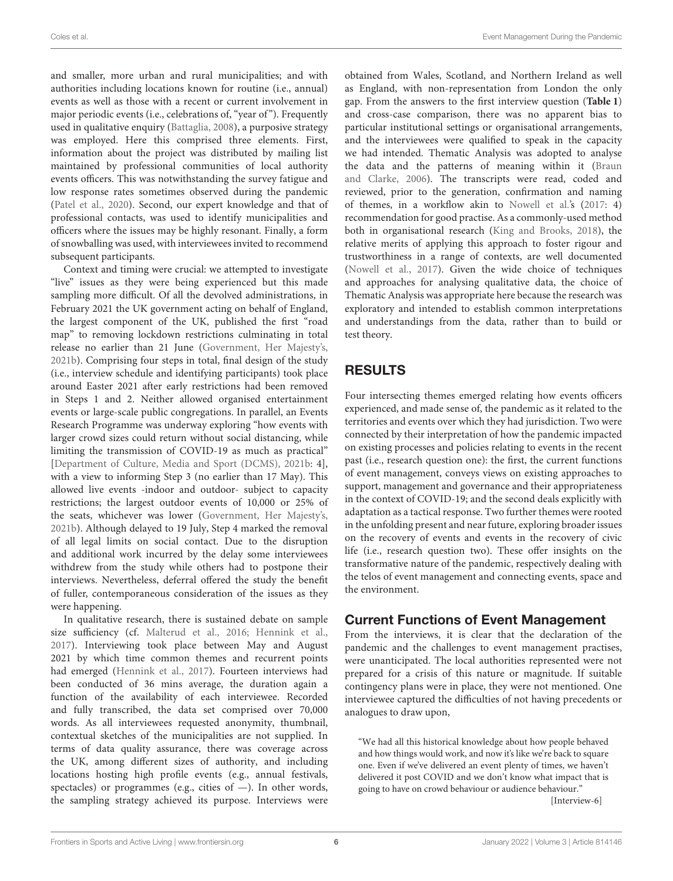and smaller, more urban and rural municipalities; and with authorities including locations known for routine (i.e., annual) events as well as those with a recent or current involvement in major periodic events (i.e., celebrations of, "year of"). Frequently used in qualitative enquiry (Battaglia, 2008), a purposive strategy was employed. Here this comprised three elements. First, information about the project was distributed by mailing list maintained by professional communities of local authority events officers. This was notwithstanding the survey fatigue and low response rates sometimes observed during the pandemic (Patel et al., 2020). Second, our expert knowledge and that of professional contacts, was used to identify municipalities and officers where the issues may be highly resonant. Finally, a form of snowballing was used, with interviewees invited to recommend subsequent participants.

Context and timing were crucial: we attempted to investigate "live" issues as they were being experienced but this made sampling more difficult. Of all the devolved administrations, in February 2021 the UK government acting on behalf of England, the largest component of the UK, published the first "road map" to removing lockdown restrictions culminating in total release no earlier than 21 June (Government, Her Majesty's, 2021b). Comprising four steps in total, final design of the study (i.e., interview schedule and identifying participants) took place around Easter 2021 after early restrictions had been removed in Steps 1 and 2. Neither allowed organised entertainment events or large-scale public congregations. In parallel, an Events Research Programme was underway exploring "how events with larger crowd sizes could return without social distancing, while limiting the transmission of COVID-19 as much as practical" [Department of Culture, Media and Sport (DCMS), 2021b: 4], with a view to informing Step 3 (no earlier than 17 May). This allowed live events -indoor and outdoor- subject to capacity restrictions; the largest outdoor events of 10,000 or 25% of the seats, whichever was lower (Government, Her Majesty's, 2021b). Although delayed to 19 July, Step 4 marked the removal of all legal limits on social contact. Due to the disruption and additional work incurred by the delay some interviewees withdrew from the study while others had to postpone their interviews. Nevertheless, deferral offered the study the benefit of fuller, contemporaneous consideration of the issues as they were happening.

In qualitative research, there is sustained debate on sample size sufficiency (cf. Malterud et al., 2016; Hennink et al., 2017). Interviewing took place between May and August 2021 by which time common themes and recurrent points had emerged (Hennink et al., 2017). Fourteen interviews had been conducted of 36 mins average, the duration again a function of the availability of each interviewee. Recorded and fully transcribed, the data set comprised over 70,000 words. As all interviewees requested anonymity, thumbnail, contextual sketches of the municipalities are not supplied. In terms of data quality assurance, there was coverage across the UK, among different sizes of authority, and including locations hosting high profile events (e.g., annual festivals, spectacles) or programmes (e.g., cities of —). In other words, the sampling strategy achieved its purpose. Interviews were obtained from Wales, Scotland, and Northern Ireland as well as England, with non-representation from London the only gap. From the answers to the first interview question (**Table 1**) and cross-case comparison, there was no apparent bias to particular institutional settings or organisational arrangements, and the interviewees were qualified to speak in the capacity we had intended. Thematic Analysis was adopted to analyse the data and the patterns of meaning within it (Braun and Clarke, 2006). The transcripts were read, coded and reviewed, prior to the generation, confirmation and naming of themes, in a workflow akin to Nowell et al.'s (2017: 4) recommendation for good practise. As a commonly-used method both in organisational research (King and Brooks, 2018), the relative merits of applying this approach to foster rigour and trustworthiness in a range of contexts, are well documented (Nowell et al., 2017). Given the wide choice of techniques and approaches for analysing qualitative data, the choice of Thematic Analysis was appropriate here because the research was exploratory and intended to establish common interpretations and understandings from the data, rather than to build or test theory.

## RESULTS

Four intersecting themes emerged relating how events officers experienced, and made sense of, the pandemic as it related to the territories and events over which they had jurisdiction. Two were connected by their interpretation of how the pandemic impacted on existing processes and policies relating to events in the recent past (i.e., research question one): the first, the current functions of event management, conveys views on existing approaches to support, management and governance and their appropriateness in the context of COVID-19; and the second deals explicitly with adaptation as a tactical response. Two further themes were rooted in the unfolding present and near future, exploring broader issues on the recovery of events and events in the recovery of civic life (i.e., research question two). These offer insights on the transformative nature of the pandemic, respectively dealing with the telos of event management and connecting events, space and the environment.

### Current Functions of Event Management

From the interviews, it is clear that the declaration of the pandemic and the challenges to event management practises, were unanticipated. The local authorities represented were not prepared for a crisis of this nature or magnitude. If suitable contingency plans were in place, they were not mentioned. One interviewee captured the difficulties of not having precedents or analogues to draw upon,

> "We had all this historical knowledge about how people behaved and how things would work, and now it's like we're back to square one. Even if we've delivered an event plenty of times, we haven't delivered it post COVID and we don't know what impact that is going to have on crowd behaviour or audience behaviour."
>
> [Interview-6]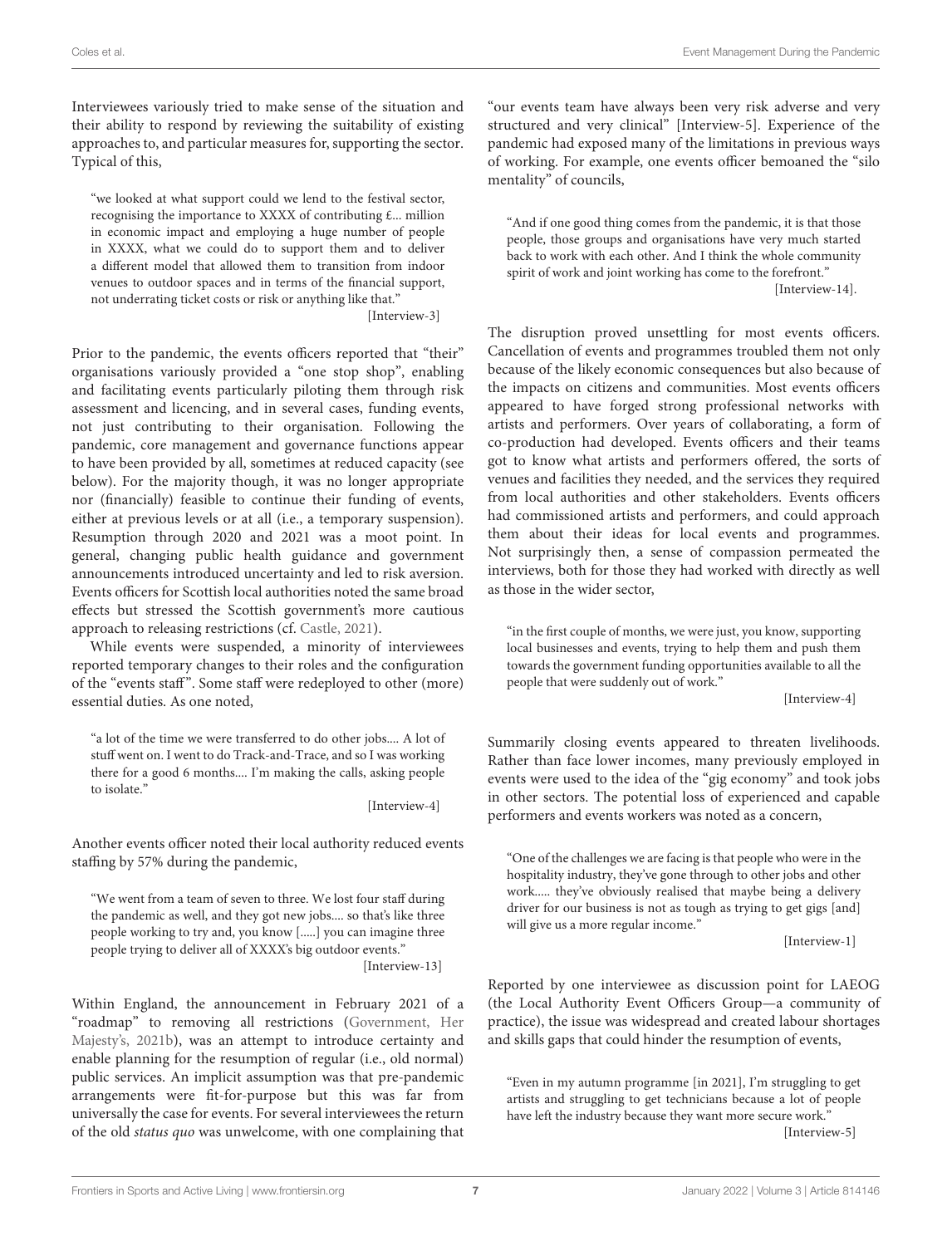Interviewees variously tried to make sense of the situation and their ability to respond by reviewing the suitability of existing approaches to, and particular measures for, supporting the sector. Typical of this,

> "we looked at what support could we lend to the festival sector, recognising the importance to XXXX of contributing £... million in economic impact and employing a huge number of people in XXXX, what we could do to support them and to deliver a different model that allowed them to transition from indoor venues to outdoor spaces and in terms of the financial support, not underrating ticket costs or risk or anything like that."
>
> [Interview-3]

Prior to the pandemic, the events officers reported that "their" organisations variously provided a "one stop shop", enabling and facilitating events particularly piloting them through risk assessment and licencing, and in several cases, funding events, not just contributing to their organisation. Following the pandemic, core management and governance functions appear to have been provided by all, sometimes at reduced capacity (see below). For the majority though, it was no longer appropriate nor (financially) feasible to continue their funding of events, either at previous levels or at all (i.e., a temporary suspension). Resumption through 2020 and 2021 was a moot point. In general, changing public health guidance and government announcements introduced uncertainty and led to risk aversion. Events officers for Scottish local authorities noted the same broad effects but stressed the Scottish government's more cautious approach to releasing restrictions (cf. Castle, 2021).

While events were suspended, a minority of interviewees reported temporary changes to their roles and the configuration of the "events staff". Some staff were redeployed to other (more) essential duties. As one noted,

> "a lot of the time we were transferred to do other jobs.... A lot of stuff went on. I went to do Track-and-Trace, and so I was working there for a good 6 months.... I'm making the calls, asking people to isolate."
>
> [Interview-4]

Another events officer noted their local authority reduced events staffing by 57% during the pandemic,

> "We went from a team of seven to three. We lost four staff during the pandemic as well, and they got new jobs.... so that's like three people working to try and, you know [.....] you can imagine three people trying to deliver all of XXXX's big outdoor events."
>
> [Interview-13]

Within England, the announcement in February 2021 of a "roadmap" to removing all restrictions (Government, Her Majesty's, 2021b), was an attempt to introduce certainty and enable planning for the resumption of regular (i.e., old normal) public services. An implicit assumption was that pre-pandemic arrangements were fit-for-purpose but this was far from universally the case for events. For several interviewees the return of the old *status quo* was unwelcome, with one complaining that "our events team have always been very risk adverse and very structured and very clinical" [Interview-5]. Experience of the pandemic had exposed many of the limitations in previous ways of working. For example, one events officer bemoaned the "silo mentality" of councils,

> "And if one good thing comes from the pandemic, it is that those people, those groups and organisations have very much started back to work with each other. And I think the whole community spirit of work and joint working has come to the forefront."
>
> [Interview-14].

The disruption proved unsettling for most events officers. Cancellation of events and programmes troubled them not only because of the likely economic consequences but also because of the impacts on citizens and communities. Most events officers appeared to have forged strong professional networks with artists and performers. Over years of collaborating, a form of co-production had developed. Events officers and their teams got to know what artists and performers offered, the sorts of venues and facilities they needed, and the services they required from local authorities and other stakeholders. Events officers had commissioned artists and performers, and could approach them about their ideas for local events and programmes. Not surprisingly then, a sense of compassion permeated the interviews, both for those they had worked with directly as well as those in the wider sector,

> "in the first couple of months, we were just, you know, supporting local businesses and events, trying to help them and push them towards the government funding opportunities available to all the people that were suddenly out of work."
>
> [Interview-4]

Summarily closing events appeared to threaten livelihoods. Rather than face lower incomes, many previously employed in events were used to the idea of the "gig economy" and took jobs in other sectors. The potential loss of experienced and capable performers and events workers was noted as a concern,

> "One of the challenges we are facing is that people who were in the hospitality industry, they've gone through to other jobs and other work..... they've obviously realised that maybe being a delivery driver for our business is not as tough as trying to get gigs [and] will give us a more regular income."
>
> [Interview-1]

Reported by one interviewee as discussion point for LAEOG (the Local Authority Event Officers Group—a community of practice), the issue was widespread and created labour shortages and skills gaps that could hinder the resumption of events,

> "Even in my autumn programme [in 2021], I'm struggling to get artists and struggling to get technicians because a lot of people have left the industry because they want more secure work."
>
> [Interview-5]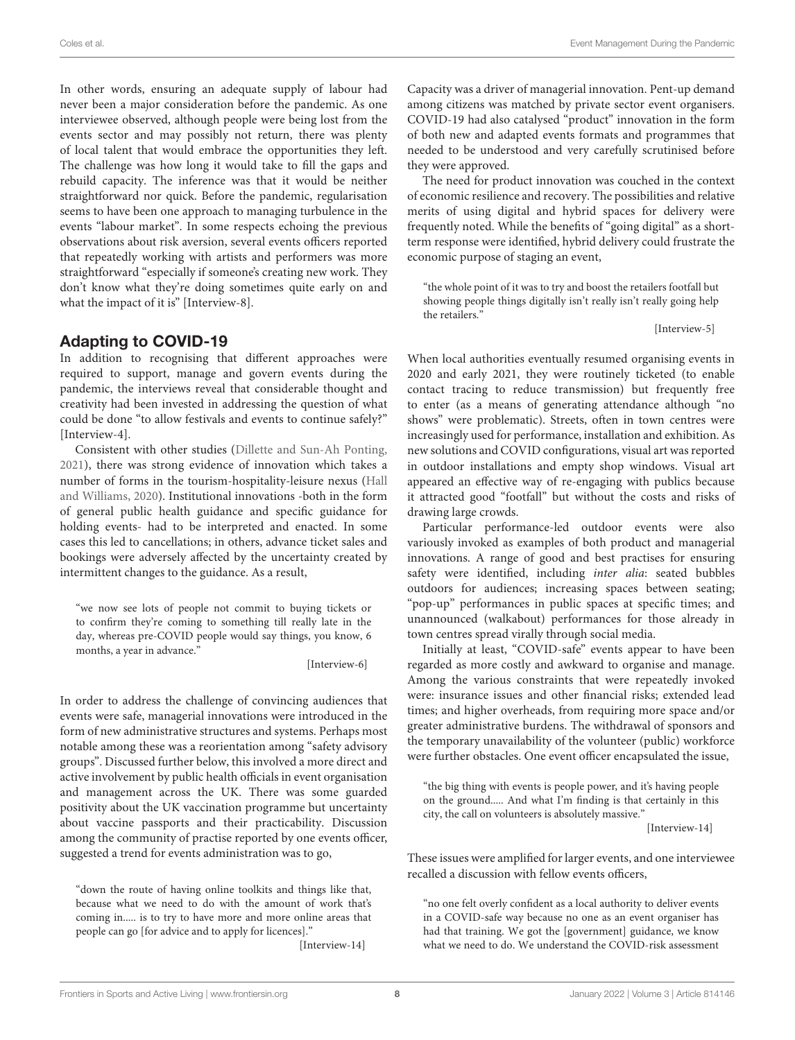In other words, ensuring an adequate supply of labour had never been a major consideration before the pandemic. As one interviewee observed, although people were being lost from the events sector and may possibly not return, there was plenty of local talent that would embrace the opportunities they left. The challenge was how long it would take to fill the gaps and rebuild capacity. The inference was that it would be neither straightforward nor quick. Before the pandemic, regularisation seems to have been one approach to managing turbulence in the events "labour market". In some respects echoing the previous observations about risk aversion, several events officers reported that repeatedly working with artists and performers was more straightforward "especially if someone's creating new work. They don't know what they're doing sometimes quite early on and what the impact of it is" [Interview-8].

## Adapting to COVID-19

In addition to recognising that different approaches were required to support, manage and govern events during the pandemic, the interviews reveal that considerable thought and creativity had been invested in addressing the question of what could be done "to allow festivals and events to continue safely?" [Interview-4].

Consistent with other studies (Dillette and Sun-Ah Ponting, 2021), there was strong evidence of innovation which takes a number of forms in the tourism-hospitality-leisure nexus (Hall and Williams, 2020). Institutional innovations -both in the form of general public health guidance and specific guidance for holding events- had to be interpreted and enacted. In some cases this led to cancellations; in others, advance ticket sales and bookings were adversely affected by the uncertainty created by intermittent changes to the guidance. As a result,

> "we now see lots of people not commit to buying tickets or to confirm they're coming to something till really late in the day, whereas pre-COVID people would say things, you know, 6 months, a year in advance."
>
> [Interview-6]

In order to address the challenge of convincing audiences that events were safe, managerial innovations were introduced in the form of new administrative structures and systems. Perhaps most notable among these was a reorientation among "safety advisory groups". Discussed further below, this involved a more direct and active involvement by public health officials in event organisation and management across the UK. There was some guarded positivity about the UK vaccination programme but uncertainty about vaccine passports and their practicability. Discussion among the community of practise reported by one events officer, suggested a trend for events administration was to go,

> "down the route of having online toolkits and things like that, because what we need to do with the amount of work that's coming in..... is to try to have more and more online areas that people can go [for advice and to apply for licences]."
>
> [Interview-14]

Capacity was a driver of managerial innovation. Pent-up demand among citizens was matched by private sector event organisers. COVID-19 had also catalysed "product" innovation in the form of both new and adapted events formats and programmes that needed to be understood and very carefully scrutinised before they were approved.

The need for product innovation was couched in the context of economic resilience and recovery. The possibilities and relative merits of using digital and hybrid spaces for delivery were frequently noted. While the benefits of "going digital" as a short-term response were identified, hybrid delivery could frustrate the economic purpose of staging an event,

> "the whole point of it was to try and boost the retailers footfall but showing people things digitally isn't really isn't really going help the retailers."
>
> [Interview-5]

When local authorities eventually resumed organising events in 2020 and early 2021, they were routinely ticketed (to enable contact tracing to reduce transmission) but frequently free to enter (as a means of generating attendance although "no shows" were problematic). Streets, often in town centres were increasingly used for performance, installation and exhibition. As new solutions and COVID configurations, visual art was reported in outdoor installations and empty shop windows. Visual art appeared an effective way of re-engaging with publics because it attracted good "footfall" but without the costs and risks of drawing large crowds.

Particular performance-led outdoor events were also variously invoked as examples of both product and managerial innovations. A range of good and best practises for ensuring safety were identified, including *inter alia*: seated bubbles outdoors for audiences; increasing spaces between seating; "pop-up" performances in public spaces at specific times; and unannounced (walkabout) performances for those already in town centres spread virally through social media.

Initially at least, "COVID-safe" events appear to have been regarded as more costly and awkward to organise and manage. Among the various constraints that were repeatedly invoked were: insurance issues and other financial risks; extended lead times; and higher overheads, from requiring more space and/or greater administrative burdens. The withdrawal of sponsors and the temporary unavailability of the volunteer (public) workforce were further obstacles. One event officer encapsulated the issue,

> "the big thing with events is people power, and it's having people on the ground..... And what I'm finding is that certainly in this city, the call on volunteers is absolutely massive."
>
> [Interview-14]

These issues were amplified for larger events, and one interviewee recalled a discussion with fellow events officers,

> "no one felt overly confident as a local authority to deliver events in a COVID-safe way because no one as an event organiser has had that training. We got the [government] guidance, we know what we need to do. We understand the COVID-risk assessment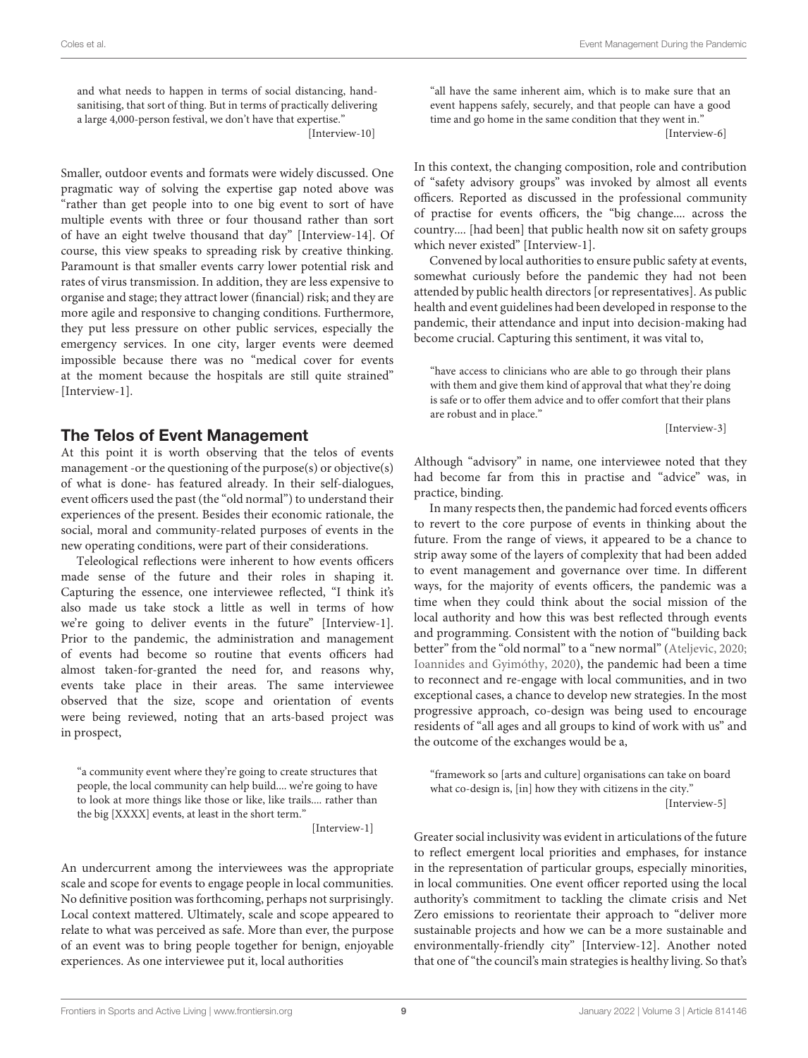> and what needs to happen in terms of social distancing, hand-sanitising, that sort of thing. But in terms of practically delivering a large 4,000-person festival, we don't have that expertise."
>
> [Interview-10]

Smaller, outdoor events and formats were widely discussed. One pragmatic way of solving the expertise gap noted above was "rather than get people into to one big event to sort of have multiple events with three or four thousand rather than sort of have an eight twelve thousand that day" [Interview-14]. Of course, this view speaks to spreading risk by creative thinking. Paramount is that smaller events carry lower potential risk and rates of virus transmission. In addition, they are less expensive to organise and stage; they attract lower (financial) risk; and they are more agile and responsive to changing conditions. Furthermore, they put less pressure on other public services, especially the emergency services. In one city, larger events were deemed impossible because there was no "medical cover for events at the moment because the hospitals are still quite strained" [Interview-1].

## The Telos of Event Management

At this point it is worth observing that the telos of events management -or the questioning of the purpose(s) or objective(s) of what is done- has featured already. In their self-dialogues, event officers used the past (the "old normal") to understand their experiences of the present. Besides their economic rationale, the social, moral and community-related purposes of events in the new operating conditions, were part of their considerations.

Teleological reflections were inherent to how events officers made sense of the future and their roles in shaping it. Capturing the essence, one interviewee reflected, "I think it's also made us take stock a little as well in terms of how we're going to deliver events in the future" [Interview-1]. Prior to the pandemic, the administration and management of events had become so routine that events officers had almost taken-for-granted the need for, and reasons why, events take place in their areas. The same interviewee observed that the size, scope and orientation of events were being reviewed, noting that an arts-based project was in prospect,

> "a community event where they're going to create structures that people, the local community can help build.... we're going to have to look at more things like those or like, like trails.... rather than the big [XXXX] events, at least in the short term."
>
> [Interview-1]

An undercurrent among the interviewees was the appropriate scale and scope for events to engage people in local communities. No definitive position was forthcoming, perhaps not surprisingly. Local context mattered. Ultimately, scale and scope appeared to relate to what was perceived as safe. More than ever, the purpose of an event was to bring people together for benign, enjoyable experiences. As one interviewee put it, local authorities

> "all have the same inherent aim, which is to make sure that an event happens safely, securely, and that people can have a good time and go home in the same condition that they went in."
>
> [Interview-6]

In this context, the changing composition, role and contribution of "safety advisory groups" was invoked by almost all events officers. Reported as discussed in the professional community of practise for events officers, the "big change.... across the country.... [had been] that public health now sit on safety groups which never existed" [Interview-1].

Convened by local authorities to ensure public safety at events, somewhat curiously before the pandemic they had not been attended by public health directors [or representatives]. As public health and event guidelines had been developed in response to the pandemic, their attendance and input into decision-making had become crucial. Capturing this sentiment, it was vital to,

> "have access to clinicians who are able to go through their plans with them and give them kind of approval that what they're doing is safe or to offer them advice and to offer comfort that their plans are robust and in place."
>
> [Interview-3]

Although "advisory" in name, one interviewee noted that they had become far from this in practise and "advice" was, in practice, binding.

In many respects then, the pandemic had forced events officers to revert to the core purpose of events in thinking about the future. From the range of views, it appeared to be a chance to strip away some of the layers of complexity that had been added to event management and governance over time. In different ways, for the majority of events officers, the pandemic was a time when they could think about the social mission of the local authority and how this was best reflected through events and programming. Consistent with the notion of "building back better" from the "old normal" to a "new normal" (Ateljevic, 2020; Ioannides and Gyimóthy, 2020), the pandemic had been a time to reconnect and re-engage with local communities, and in two exceptional cases, a chance to develop new strategies. In the most progressive approach, co-design was being used to encourage residents of "all ages and all groups to kind of work with us" and the outcome of the exchanges would be a,

> "framework so [arts and culture] organisations can take on board what co-design is, [in] how they with citizens in the city."
>
> [Interview-5]

Greater social inclusivity was evident in articulations of the future to reflect emergent local priorities and emphases, for instance in the representation of particular groups, especially minorities, in local communities. One event officer reported using the local authority's commitment to tackling the climate crisis and Net Zero emissions to reorientate their approach to "deliver more sustainable projects and how we can be a more sustainable and environmentally-friendly city" [Interview-12]. Another noted that one of "the council's main strategies is healthy living. So that's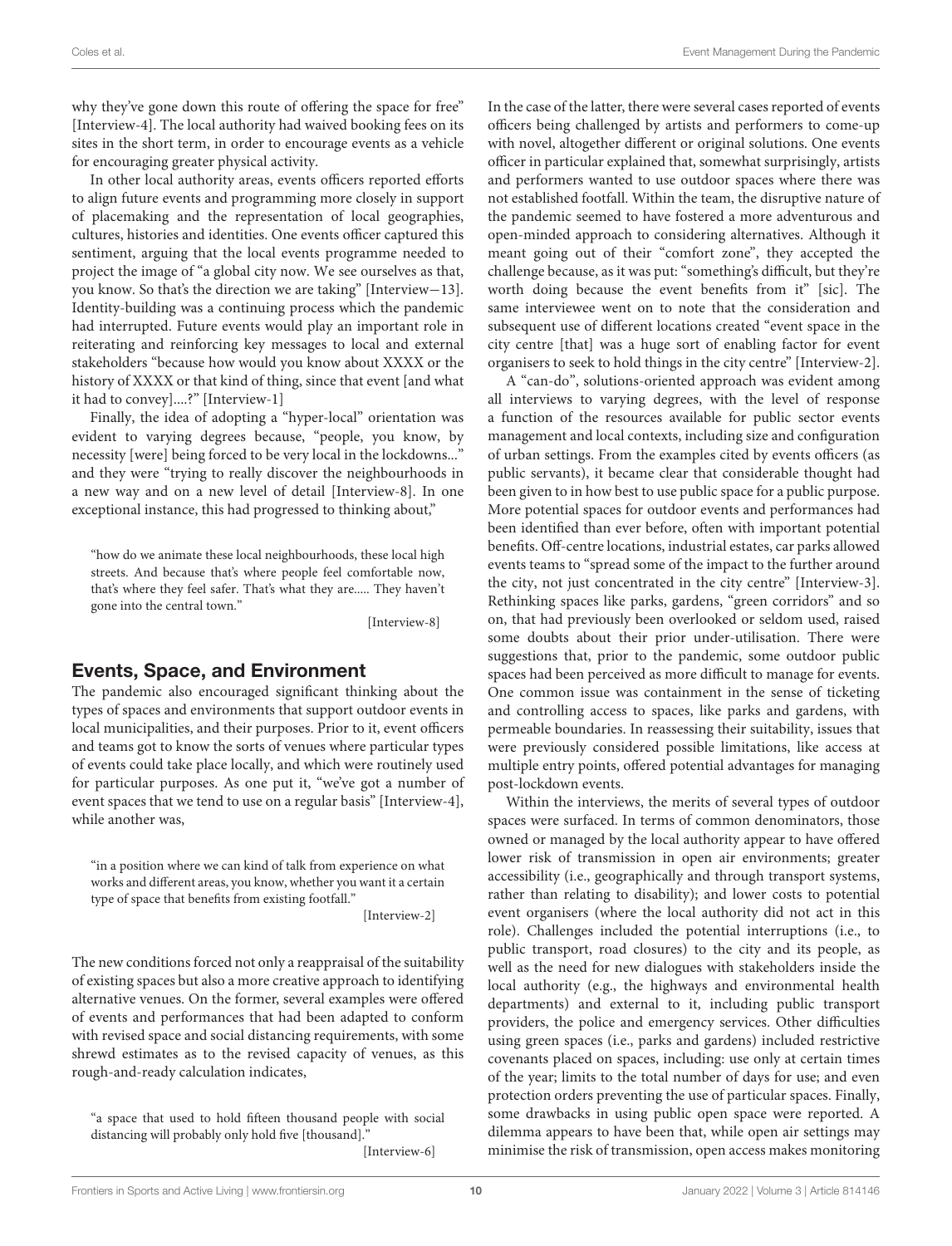why they've gone down this route of offering the space for free" [Interview-4]. The local authority had waived booking fees on its sites in the short term, in order to encourage events as a vehicle for encouraging greater physical activity.

In other local authority areas, events officers reported efforts to align future events and programming more closely in support of placemaking and the representation of local geographies, cultures, histories and identities. One events officer captured this sentiment, arguing that the local events programme needed to project the image of "a global city now. We see ourselves as that, you know. So that's the direction we are taking" [Interview−13]. Identity-building was a continuing process which the pandemic had interrupted. Future events would play an important role in reiterating and reinforcing key messages to local and external stakeholders "because how would you know about XXXX or the history of XXXX or that kind of thing, since that event [and what it had to convey]....?" [Interview-1]

Finally, the idea of adopting a "hyper-local" orientation was evident to varying degrees because, "people, you know, by necessity [were] being forced to be very local in the lockdowns..." and they were "trying to really discover the neighbourhoods in a new way and on a new level of detail [Interview-8]. In one exceptional instance, this had progressed to thinking about,"

> "how do we animate these local neighbourhoods, these local high streets. And because that's where people feel comfortable now, that's where they feel safer. That's what they are..... They haven't gone into the central town."
>
> [Interview-8]

## Events, Space, and Environment

The pandemic also encouraged significant thinking about the types of spaces and environments that support outdoor events in local municipalities, and their purposes. Prior to it, event officers and teams got to know the sorts of venues where particular types of events could take place locally, and which were routinely used for particular purposes. As one put it, "we've got a number of event spaces that we tend to use on a regular basis" [Interview-4], while another was,

> "in a position where we can kind of talk from experience on what works and different areas, you know, whether you want it a certain type of space that benefits from existing footfall."
>
> [Interview-2]

The new conditions forced not only a reappraisal of the suitability of existing spaces but also a more creative approach to identifying alternative venues. On the former, several examples were offered of events and performances that had been adapted to conform with revised space and social distancing requirements, with some shrewd estimates as to the revised capacity of venues, as this rough-and-ready calculation indicates,

> "a space that used to hold fifteen thousand people with social distancing will probably only hold five [thousand]."
>
> [Interview-6]

In the case of the latter, there were several cases reported of events officers being challenged by artists and performers to come-up with novel, altogether different or original solutions. One events officer in particular explained that, somewhat surprisingly, artists and performers wanted to use outdoor spaces where there was not established footfall. Within the team, the disruptive nature of the pandemic seemed to have fostered a more adventurous and open-minded approach to considering alternatives. Although it meant going out of their "comfort zone", they accepted the challenge because, as it was put: "something's difficult, but they're worth doing because the event benefits from it" [sic]. The same interviewee went on to note that the consideration and subsequent use of different locations created "event space in the city centre [that] was a huge sort of enabling factor for event organisers to seek to hold things in the city centre" [Interview-2].

A "can-do", solutions-oriented approach was evident among all interviews to varying degrees, with the level of response a function of the resources available for public sector events management and local contexts, including size and configuration of urban settings. From the examples cited by events officers (as public servants), it became clear that considerable thought had been given to in how best to use public space for a public purpose. More potential spaces for outdoor events and performances had been identified than ever before, often with important potential benefits. Off-centre locations, industrial estates, car parks allowed events teams to "spread some of the impact to the further around the city, not just concentrated in the city centre" [Interview-3]. Rethinking spaces like parks, gardens, "green corridors" and so on, that had previously been overlooked or seldom used, raised some doubts about their prior under-utilisation. There were suggestions that, prior to the pandemic, some outdoor public spaces had been perceived as more difficult to manage for events. One common issue was containment in the sense of ticketing and controlling access to spaces, like parks and gardens, with permeable boundaries. In reassessing their suitability, issues that were previously considered possible limitations, like access at multiple entry points, offered potential advantages for managing post-lockdown events.

Within the interviews, the merits of several types of outdoor spaces were surfaced. In terms of common denominators, those owned or managed by the local authority appear to have offered lower risk of transmission in open air environments; greater accessibility (i.e., geographically and through transport systems, rather than relating to disability); and lower costs to potential event organisers (where the local authority did not act in this role). Challenges included the potential interruptions (i.e., to public transport, road closures) to the city and its people, as well as the need for new dialogues with stakeholders inside the local authority (e.g., the highways and environmental health departments) and external to it, including public transport providers, the police and emergency services. Other difficulties using green spaces (i.e., parks and gardens) included restrictive covenants placed on spaces, including: use only at certain times of the year; limits to the total number of days for use; and even protection orders preventing the use of particular spaces. Finally, some drawbacks in using public open space were reported. A dilemma appears to have been that, while open air settings may minimise the risk of transmission, open access makes monitoring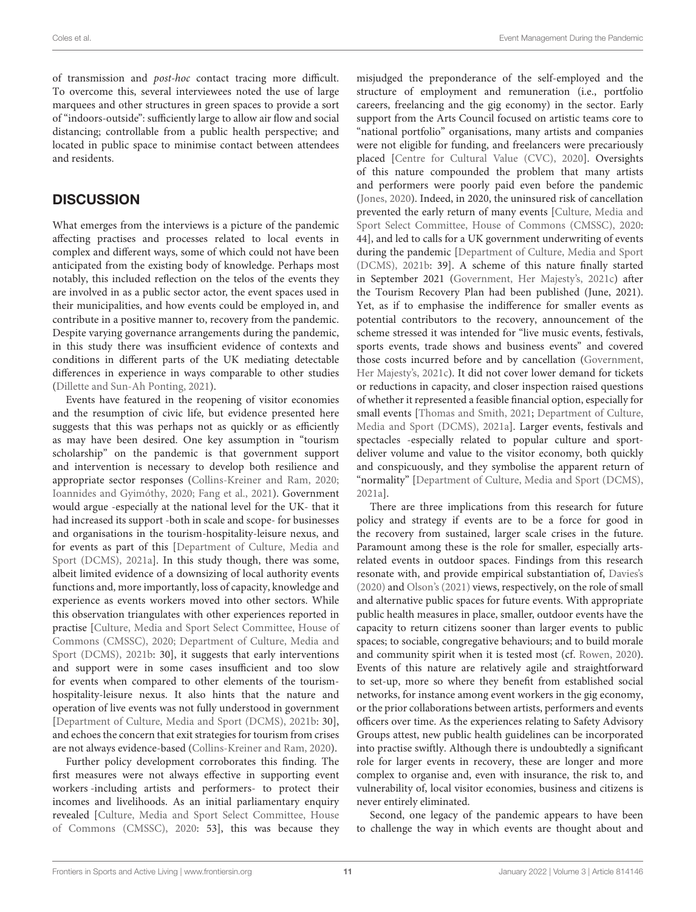of transmission and *post-hoc* contact tracing more difficult. To overcome this, several interviewees noted the use of large marquees and other structures in green spaces to provide a sort of "indoors-outside": sufficiently large to allow air flow and social distancing; controllable from a public health perspective; and located in public space to minimise contact between attendees and residents.

## DISCUSSION

What emerges from the interviews is a picture of the pandemic affecting practises and processes related to local events in complex and different ways, some of which could not have been anticipated from the existing body of knowledge. Perhaps most notably, this included reflection on the telos of the events they are involved in as a public sector actor, the event spaces used in their municipalities, and how events could be employed in, and contribute in a positive manner to, recovery from the pandemic. Despite varying governance arrangements during the pandemic, in this study there was insufficient evidence of contexts and conditions in different parts of the UK mediating detectable differences in experience in ways comparable to other studies (Dillette and Sun-Ah Ponting, 2021).

Events have featured in the reopening of visitor economies and the resumption of civic life, but evidence presented here suggests that this was perhaps not as quickly or as efficiently as may have been desired. One key assumption in "tourism scholarship" on the pandemic is that government support and intervention is necessary to develop both resilience and appropriate sector responses (Collins-Kreiner and Ram, 2020; Ioannides and Gyimóthy, 2020; Fang et al., 2021). Government would argue -especially at the national level for the UK- that it had increased its support -both in scale and scope- for businesses and organisations in the tourism-hospitality-leisure nexus, and for events as part of this [Department of Culture, Media and Sport (DCMS), 2021a]. In this study though, there was some, albeit limited evidence of a downsizing of local authority events functions and, more importantly, loss of capacity, knowledge and experience as events workers moved into other sectors. While this observation triangulates with other experiences reported in practise [Culture, Media and Sport Select Committee, House of Commons (CMSSC), 2020; Department of Culture, Media and Sport (DCMS), 2021b: 30], it suggests that early interventions and support were in some cases insufficient and too slow for events when compared to other elements of the tourism-hospitality-leisure nexus. It also hints that the nature and operation of live events was not fully understood in government [Department of Culture, Media and Sport (DCMS), 2021b: 30], and echoes the concern that exit strategies for tourism from crises are not always evidence-based (Collins-Kreiner and Ram, 2020).

Further policy development corroborates this finding. The first measures were not always effective in supporting event workers -including artists and performers- to protect their incomes and livelihoods. As an initial parliamentary enquiry revealed [Culture, Media and Sport Select Committee, House of Commons (CMSSC), 2020: 53], this was because they misjudged the preponderance of the self-employed and the structure of employment and remuneration (i.e., portfolio careers, freelancing and the gig economy) in the sector. Early support from the Arts Council focused on artistic teams core to "national portfolio" organisations, many artists and companies were not eligible for funding, and freelancers were precariously placed [Centre for Cultural Value (CVC), 2020]. Oversights of this nature compounded the problem that many artists and performers were poorly paid even before the pandemic (Jones, 2020). Indeed, in 2020, the uninsured risk of cancellation prevented the early return of many events [Culture, Media and Sport Select Committee, House of Commons (CMSSC), 2020: 44], and led to calls for a UK government underwriting of events during the pandemic [Department of Culture, Media and Sport (DCMS), 2021b: 39]. A scheme of this nature finally started in September 2021 (Government, Her Majesty's, 2021c) after the Tourism Recovery Plan had been published (June, 2021). Yet, as if to emphasise the indifference for smaller events as potential contributors to the recovery, announcement of the scheme stressed it was intended for "live music events, festivals, sports events, trade shows and business events" and covered those costs incurred before and by cancellation (Government, Her Majesty's, 2021c). It did not cover lower demand for tickets or reductions in capacity, and closer inspection raised questions of whether it represented a feasible financial option, especially for small events [Thomas and Smith, 2021; Department of Culture, Media and Sport (DCMS), 2021a]. Larger events, festivals and spectacles -especially related to popular culture and sport-deliver volume and value to the visitor economy, both quickly and conspicuously, and they symbolise the apparent return of "normality" [Department of Culture, Media and Sport (DCMS), 2021a].

There are three implications from this research for future policy and strategy if events are to be a force for good in the recovery from sustained, larger scale crises in the future. Paramount among these is the role for smaller, especially arts-related events in outdoor spaces. Findings from this research resonate with, and provide empirical substantiation of, Davies's (2020) and Olson's (2021) views, respectively, on the role of small and alternative public spaces for future events. With appropriate public health measures in place, smaller, outdoor events have the capacity to return citizens sooner than larger events to public spaces; to sociable, congregative behaviours; and to build morale and community spirit when it is tested most (cf. Rowen, 2020). Events of this nature are relatively agile and straightforward to set-up, more so where they benefit from established social networks, for instance among event workers in the gig economy, or the prior collaborations between artists, performers and events officers over time. As the experiences relating to Safety Advisory Groups attest, new public health guidelines can be incorporated into practise swiftly. Although there is undoubtedly a significant role for larger events in recovery, these are longer and more complex to organise and, even with insurance, the risk to, and vulnerability of, local visitor economies, business and citizens is never entirely eliminated.

Second, one legacy of the pandemic appears to have been to challenge the way in which events are thought about and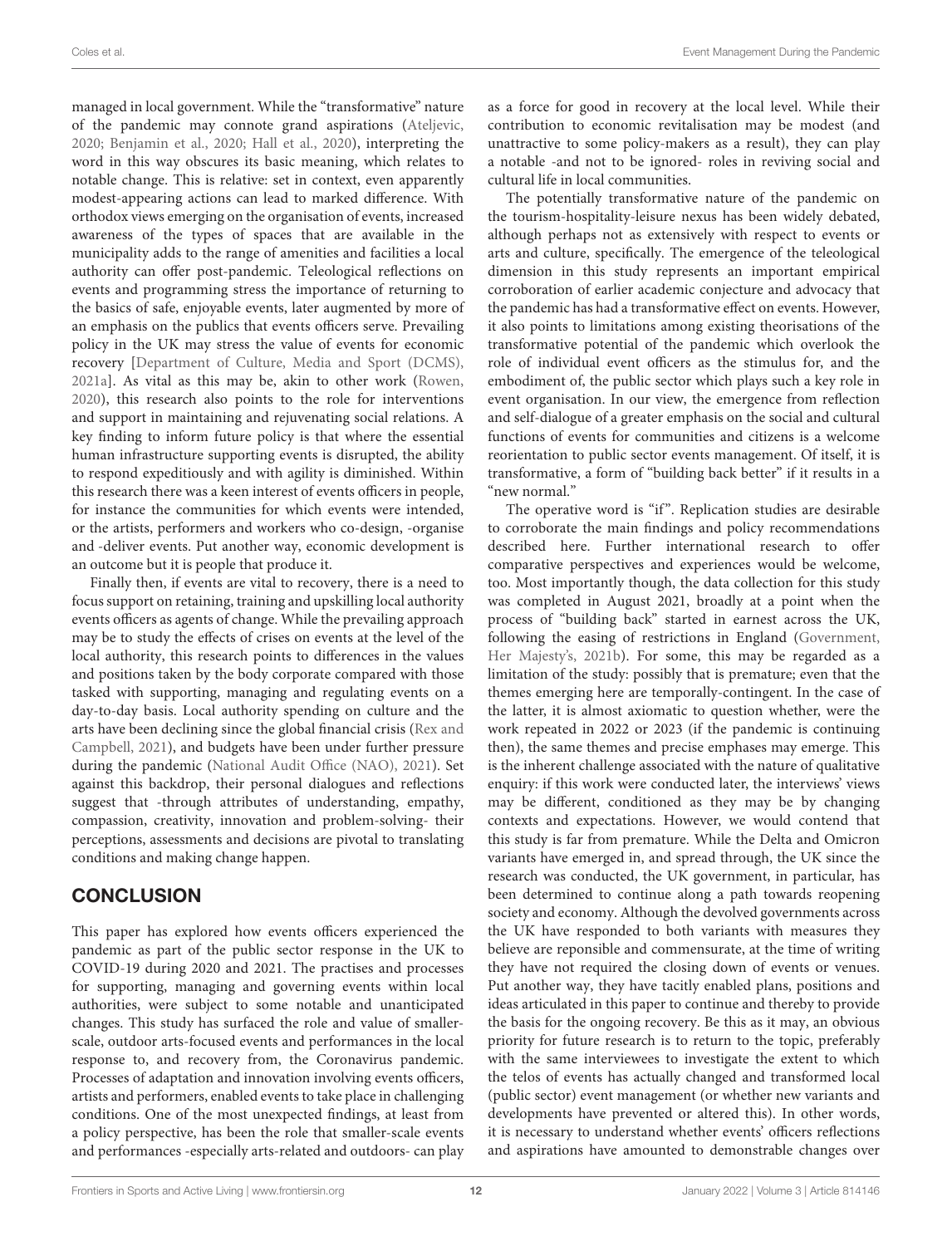managed in local government. While the "transformative" nature of the pandemic may connote grand aspirations (Ateljevic, 2020; Benjamin et al., 2020; Hall et al., 2020), interpreting the word in this way obscures its basic meaning, which relates to notable change. This is relative: set in context, even apparently modest-appearing actions can lead to marked difference. With orthodox views emerging on the organisation of events, increased awareness of the types of spaces that are available in the municipality adds to the range of amenities and facilities a local authority can offer post-pandemic. Teleological reflections on events and programming stress the importance of returning to the basics of safe, enjoyable events, later augmented by more of an emphasis on the publics that events officers serve. Prevailing policy in the UK may stress the value of events for economic recovery [Department of Culture, Media and Sport (DCMS), 2021a]. As vital as this may be, akin to other work (Rowen, 2020), this research also points to the role for interventions and support in maintaining and rejuvenating social relations. A key finding to inform future policy is that where the essential human infrastructure supporting events is disrupted, the ability to respond expeditiously and with agility is diminished. Within this research there was a keen interest of events officers in people, for instance the communities for which events were intended, or the artists, performers and workers who co-design, -organise and -deliver events. Put another way, economic development is an outcome but it is people that produce it.

Finally then, if events are vital to recovery, there is a need to focus support on retaining, training and upskilling local authority events officers as agents of change. While the prevailing approach may be to study the effects of crises on events at the level of the local authority, this research points to differences in the values and positions taken by the body corporate compared with those tasked with supporting, managing and regulating events on a day-to-day basis. Local authority spending on culture and the arts have been declining since the global financial crisis (Rex and Campbell, 2021), and budgets have been under further pressure during the pandemic (National Audit Office (NAO), 2021). Set against this backdrop, their personal dialogues and reflections suggest that -through attributes of understanding, empathy, compassion, creativity, innovation and problem-solving- their perceptions, assessments and decisions are pivotal to translating conditions and making change happen.

## CONCLUSION

This paper has explored how events officers experienced the pandemic as part of the public sector response in the UK to COVID-19 during 2020 and 2021. The practises and processes for supporting, managing and governing events within local authorities, were subject to some notable and unanticipated changes. This study has surfaced the role and value of smaller-scale, outdoor arts-focused events and performances in the local response to, and recovery from, the Coronavirus pandemic. Processes of adaptation and innovation involving events officers, artists and performers, enabled events to take place in challenging conditions. One of the most unexpected findings, at least from a policy perspective, has been the role that smaller-scale events and performances -especially arts-related and outdoors- can play as a force for good in recovery at the local level. While their contribution to economic revitalisation may be modest (and unattractive to some policy-makers as a result), they can play a notable -and not to be ignored- roles in reviving social and cultural life in local communities.

The potentially transformative nature of the pandemic on the tourism-hospitality-leisure nexus has been widely debated, although perhaps not as extensively with respect to events or arts and culture, specifically. The emergence of the teleological dimension in this study represents an important empirical corroboration of earlier academic conjecture and advocacy that the pandemic has had a transformative effect on events. However, it also points to limitations among existing theorisations of the transformative potential of the pandemic which overlook the role of individual event officers as the stimulus for, and the embodiment of, the public sector which plays such a key role in event organisation. In our view, the emergence from reflection and self-dialogue of a greater emphasis on the social and cultural functions of events for communities and citizens is a welcome reorientation to public sector events management. Of itself, it is transformative, a form of "building back better" if it results in a "new normal."

The operative word is "if". Replication studies are desirable to corroborate the main findings and policy recommendations described here. Further international research to offer comparative perspectives and experiences would be welcome, too. Most importantly though, the data collection for this study was completed in August 2021, broadly at a point when the process of "building back" started in earnest across the UK, following the easing of restrictions in England (Government, Her Majesty's, 2021b). For some, this may be regarded as a limitation of the study: possibly that is premature; even that the themes emerging here are temporally-contingent. In the case of the latter, it is almost axiomatic to question whether, were the work repeated in 2022 or 2023 (if the pandemic is continuing then), the same themes and precise emphases may emerge. This is the inherent challenge associated with the nature of qualitative enquiry: if this work were conducted later, the interviews' views may be different, conditioned as they may be by changing contexts and expectations. However, we would contend that this study is far from premature. While the Delta and Omicron variants have emerged in, and spread through, the UK since the research was conducted, the UK government, in particular, has been determined to continue along a path towards reopening society and economy. Although the devolved governments across the UK have responded to both variants with measures they believe are reponsible and commensurate, at the time of writing they have not required the closing down of events or venues. Put another way, they have tacitly enabled plans, positions and ideas articulated in this paper to continue and thereby to provide the basis for the ongoing recovery. Be this as it may, an obvious priority for future research is to return to the topic, preferably with the same interviewees to investigate the extent to which the telos of events has actually changed and transformed local (public sector) event management (or whether new variants and developments have prevented or altered this). In other words, it is necessary to understand whether events' officers reflections and aspirations have amounted to demonstrable changes over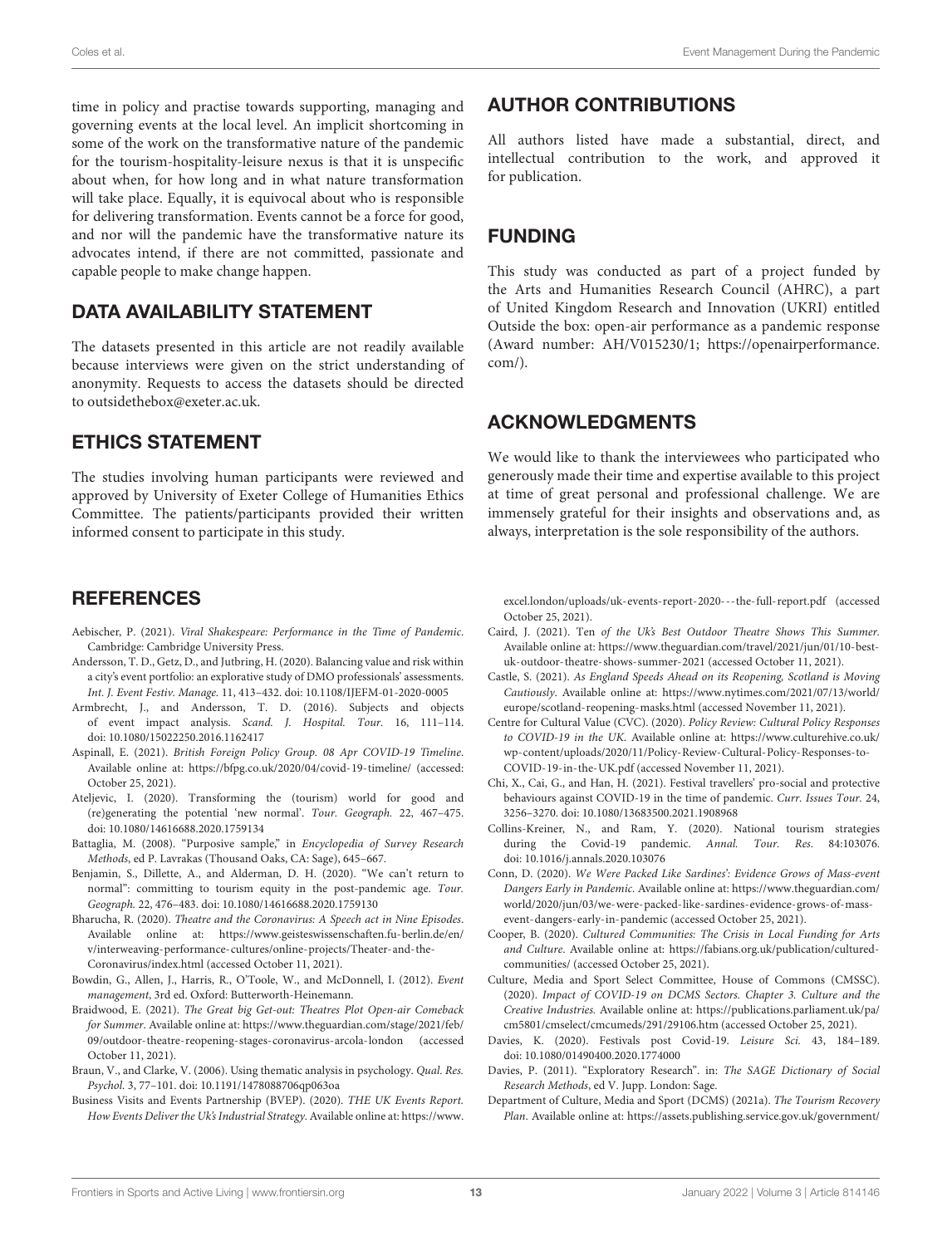time in policy and practise towards supporting, managing and governing events at the local level. An implicit shortcoming in some of the work on the transformative nature of the pandemic for the tourism-hospitality-leisure nexus is that it is unspecific about when, for how long and in what nature transformation will take place. Equally, it is equivocal about who is responsible for delivering transformation. Events cannot be a force for good, and nor will the pandemic have the transformative nature its advocates intend, if there are not committed, passionate and capable people to make change happen.

## DATA AVAILABILITY STATEMENT

The datasets presented in this article are not readily available because interviews were given on the strict understanding of anonymity. Requests to access the datasets should be directed to outsidethebox@exeter.ac.uk.

## ETHICS STATEMENT

The studies involving human participants were reviewed and approved by University of Exeter College of Humanities Ethics Committee. The patients/participants provided their written informed consent to participate in this study.

## AUTHOR CONTRIBUTIONS

All authors listed have made a substantial, direct, and intellectual contribution to the work, and approved it for publication.

## FUNDING

This study was conducted as part of a project funded by the Arts and Humanities Research Council (AHRC), a part of United Kingdom Research and Innovation (UKRI) entitled Outside the box: open-air performance as a pandemic response (Award number: AH/V015230/1; https://openairperformance.com/).

## ACKNOWLEDGMENTS

We would like to thank the interviewees who participated who generously made their time and expertise available to this project at time of great personal and professional challenge. We are immensely grateful for their insights and observations and, as always, interpretation is the sole responsibility of the authors.

## REFERENCES

Aebischer, P. (2021). *Viral Shakespeare: Performance in the Time of Pandemic*. Cambridge: Cambridge University Press.

Andersson, T. D., Getz, D., and Jutbring, H. (2020). Balancing value and risk within a city's event portfolio: an explorative study of DMO professionals' assessments. *Int. J. Event Festiv. Manage.* 11, 413–432. doi: 10.1108/IJEFM-01-2020-0005

Armbrecht, J., and Andersson, T. D. (2016). Subjects and objects of event impact analysis. *Scand. J. Hospital. Tour.* 16, 111–114. doi: 10.1080/15022250.2016.1162417

Aspinall, E. (2021). *British Foreign Policy Group. 08 Apr COVID-19 Timeline*. Available online at: https://bfpg.co.uk/2020/04/covid-19-timeline/ (accessed: October 25, 2021).

Ateljevic, I. (2020). Transforming the (tourism) world for good and (re)generating the potential 'new normal'. *Tour. Geograph.* 22, 467–475. doi: 10.1080/14616688.2020.1759134

Battaglia, M. (2008). "Purposive sample," in *Encyclopedia of Survey Research Methods*, ed P. Lavrakas (Thousand Oaks, CA: Sage), 645–667.

Benjamin, S., Dillette, A., and Alderman, D. H. (2020). "We can't return to normal": committing to tourism equity in the post-pandemic age. *Tour. Geograph.* 22, 476–483. doi: 10.1080/14616688.2020.1759130

Bharucha, R. (2020). *Theatre and the Coronavirus: A Speech act in Nine Episodes*. Available online at: https://www.geisteswissenschaften.fu-berlin.de/en/v/interweaving-performance-cultures/online-projects/Theater-and-the-Coronavirus/index.html (accessed October 11, 2021).

Bowdin, G., Allen, J., Harris, R., O'Toole, W., and McDonnell, I. (2012). *Event management*, 3rd ed. Oxford: Butterworth-Heinemann.

Braidwood, E. (2021). *The Great big Get-out: Theatres Plot Open-air Comeback for Summer*. Available online at: https://www.theguardian.com/stage/2021/feb/09/outdoor-theatre-reopening-stages-coronavirus-arcola-london (accessed October 11, 2021).

Braun, V., and Clarke, V. (2006). Using thematic analysis in psychology. *Qual. Res. Psychol.* 3, 77–101. doi: 10.1191/1478088706qp063oa

Business Visits and Events Partnership (BVEP). (2020). *THE UK Events Report. How Events Deliver the Uk's Industrial Strategy*. Available online at: https://www.excel.london/uploads/uk-events-report-2020---the-full-report.pdf (accessed October 25, 2021).

Caird, J. (2021). Ten *of the Uk's Best Outdoor Theatre Shows This Summer*. Available online at: https://www.theguardian.com/travel/2021/jun/01/10-best-uk-outdoor-theatre-shows-summer-2021 (accessed October 11, 2021).

Castle, S. (2021). *As England Speeds Ahead on its Reopening, Scotland is Moving Cautiously*. Available online at: https://www.nytimes.com/2021/07/13/world/europe/scotland-reopening-masks.html (accessed November 11, 2021).

Centre for Cultural Value (CVC). (2020). *Policy Review: Cultural Policy Responses to COVID-19 in the UK*. Available online at: https://www.culturehive.co.uk/wp-content/uploads/2020/11/Policy-Review-Cultural-Policy-Responses-to-COVID-19-in-the-UK.pdf (accessed November 11, 2021).

Chi, X., Cai, G., and Han, H. (2021). Festival travellers' pro-social and protective behaviours against COVID-19 in the time of pandemic. *Curr. Issues Tour.* 24, 3256–3270. doi: 10.1080/13683500.2021.1908968

Collins-Kreiner, N., and Ram, Y. (2020). National tourism strategies during the Covid-19 pandemic. *Annal. Tour. Res.* 84:103076. doi: 10.1016/j.annals.2020.103076

Conn, D. (2020). *We Were Packed Like Sardines': Evidence Grows of Mass-event Dangers Early in Pandemic*. Available online at: https://www.theguardian.com/world/2020/jun/03/we-were-packed-like-sardines-evidence-grows-of-mass-event-dangers-early-in-pandemic (accessed October 25, 2021).

Cooper, B. (2020). *Cultured Communities: The Crisis in Local Funding for Arts and Culture*. Available online at: https://fabians.org.uk/publication/cultured-communities/ (accessed October 25, 2021).

Culture, Media and Sport Select Committee, House of Commons (CMSSC). (2020). *Impact of COVID-19 on DCMS Sectors. Chapter 3. Culture and the Creative Industries*. Available online at: https://publications.parliament.uk/pa/cm5801/cmselect/cmcumeds/291/29106.htm (accessed October 25, 2021).

Davies, K. (2020). Festivals post Covid-19. *Leisure Sci.* 43, 184–189. doi: 10.1080/01490400.2020.1774000

Davies, P. (2011). "Exploratory Research". in: *The SAGE Dictionary of Social Research Methods*, ed V. Jupp. London: Sage.

Department of Culture, Media and Sport (DCMS) (2021a). *The Tourism Recovery Plan*. Available online at: https://assets.publishing.service.gov.uk/government/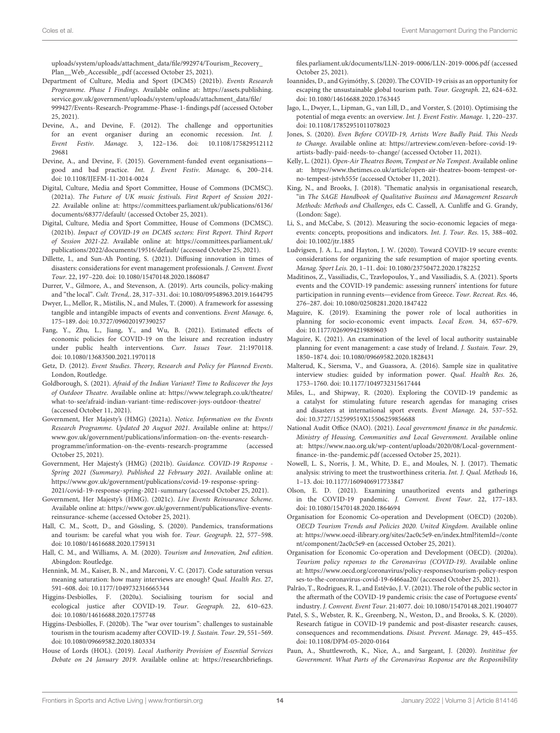uploads/system/uploads/attachment_data/file/992974/Tourism_Recovery_Plan__Web_Accessible_.pdf (accessed October 25, 2021).

Department of Culture, Media and Sport (DCMS) (2021b). *Events Research Programme. Phase I Findings*. Available online at: https://assets.publishing.service.gov.uk/government/uploads/system/uploads/attachment_data/file/999427/Events-Research-Programme-Phase-1-findings.pdf (accessed October 25, 2021).

Devine, A., and Devine, F. (2012). The challenge and opportunities for an event organiser during an economic recession. *Int. J. Event Festiv. Manage.* 3, 122–136. doi: 10.1108/17582951211229681

Devine, A., and Devine, F. (2015). Government-funded event organisations—good and bad practice. *Int. J. Event Festiv. Manage.* 6, 200–214. doi: 10.1108/IJEFM-11-2014-0024

Digital, Culture, Media and Sport Committee, House of Commons (DCMSC). (2021a). *The Future of UK music festivals. First Report of Session 2021-22*. Available online at: https://committees.parliament.uk/publications/6136/documents/68377/default/ (accessed October 25, 2021).

Digital, Culture, Media and Sport Committee, House of Commons (DCMSC). (2021b). *Impact of COVID-19 on DCMS sectors: First Report. Third Report of Session 2021-22*. Available online at: https://committees.parliament.uk/publications/2022/documents/19516/default/ (accessed October 25, 2021).

Dillette, I., and Sun-Ah Ponting, S. (2021). Diffusing innovation in times of disasters: considerations for event management professionals. *J. Convent. Event Tour.* 22, 197–220. doi: 10.1080/15470148.2020.1860847

Durrer, V., Gilmore, A., and Stevenson, A. (2019). Arts councils, policy-making and "the local". *Cult. Trend,.* 28, 317–331. doi: 10.1080/09548963.2019.1644795

Dwyer, L., Mellor, R., Mistilis, N., and Mules, T. (2000). A framework for assessing tangible and intangible impacts of events and conventions. *Event Manage.* 6, 175–189. doi: 10.3727/096020197390257

Fang, Y., Zhu, L., Jiang, Y., and Wu, B. (2021). Estimated effects of economic policies for COVID-19 on the leisure and recreation industry under public health interventions. *Curr. Issues Tour.* 21:1970118. doi: 10.1080/13683500.2021.1970118

Getz, D. (2012). *Event Studies. Theory, Research and Policy for Planned Events*. London, Routledge.

Goldborough, S. (2021). *Afraid of the Indian Variant? Time to Rediscover the Joys of Outdoor Theatre*. Available online at: https://www.telegraph.co.uk/theatre/what-to-see/afraid-indian-variant-time-rediscover-joys-outdoor-theatre/ (accessed October 11, 2021).

Government, Her Majesty's (HMG) (2021a). *Notice. Information on the Events Research Programme. Updated 20 August 2021*. Available online at: https://www.gov.uk/government/publications/information-on-the-events-research-programme/information-on-the-events-research-programme (accessed October 25, 2021).

Government, Her Majesty's (HMG) (2021b). *Guidance. COVID-19 Response - Spring 2021 (Summary). Published 22 February 2021*. Available online at: https://www.gov.uk/government/publications/covid-19-response-spring-2021/covid-19-response-spring-2021-summary (accessed October 25, 2021).

Government, Her Majesty's (HMG). (2021c). *Live Events Reinsurance Scheme*. Available online at: https://www.gov.uk/government/publications/live-events-reinsurance-scheme (accessed October 25, 2021).

Hall, C. M., Scott, D., and Gössling, S. (2020). Pandemics, transformations and tourism: be careful what you wish for. *Tour. Geograph.* 22, 577–598. doi: 10.1080/14616688.2020.1759131

Hall, C. M., and Williams, A. M. (2020). *Tourism and Innovation, 2nd edition*. Abingdon: Routledge.

Hennink, M. M., Kaiser, B. N., and Marconi, V. C. (2017). Code saturation versus meaning saturation: how many interviews are enough? *Qual. Health Res.* 27, 591–608. doi: 10.1177/1049732316665344

Higgins-Desbiolles, F. (2020a). Socialising tourism for social and ecological justice after COVID-19. *Tour. Geograph.* 22, 610–623. doi: 10.1080/14616688.2020.1757748

Higgins-Desbiolles, F. (2020b). The "war over tourism": challenges to sustainable tourism in the tourism academy after COVID-19. *J. Sustain. Tour.* 29, 551–569. doi: 10.1080/09669582.2020.1803334

House of Lords (HOL). (2019). *Local Authority Provision of Essential Services Debate on 24 January 2019*. Available online at: https://researchbriefings.files.parliament.uk/documents/LLN-2019-0006/LLN-2019-0006.pdf (accessed October 25, 2021).

Ioannides, D., and Gyimóthy, S. (2020). The COVID-19 crisis as an opportunity for escaping the unsustainable global tourism path. *Tour. Geograph.* 22, 624–632. doi: 10.1080/14616688.2020.1763445

Jago, L., Dwyer, L., Lipman, G., van Lill, D., and Vorster, S. (2010). Optimising the potential of mega events: an overview. *Int. J. Event Festiv. Manage.* 1, 220–237. doi: 10.1108/17852951011078023

Jones, S. (2020). *Even Before COVID-19, Artists Were Badly Paid. This Needs to Change*. Available online at: https://artreview.com/even-before-covid-19-artists-badly-paid-needs-to-change/ (accessed October 11, 2021).

Kelly, L. (2021). *Open-Air Theatres Boom, Tempest or No Tempest*. Available online at: https://www.thetimes.co.uk/article/open-air-theatres-boom-tempest-or-no-tempest-jstvh555r (accessed October 11, 2021).

King, N., and Brooks, J. (2018). "Thematic analysis in organisational research, "in *The SAGE Handbook of Qualitative Business and Management Research Methods: Methods and Challenges*, eds C. Cassell, A. Cunliffe and G. Grandy, (London: Sage).

Li, S., and McCabe, S. (2012). Measuring the socio-economic legacies of mega-events: concepts, propositions and indicators. *Int. J. Tour. Res.* 15, 388–402. doi: 10.1002/jtr.1885

Ludvigsen, J. A. L., and Hayton, J. W. (2020). Toward COVID-19 secure events: considerations for organizing the safe resumption of major sporting events. *Manag. Sport Leis.* 20, 1–11. doi: 10.1080/23750472.2020.1782252

Maditinos, Z., Vassiliadis, C., Tzavlopoulos, Y., and Vassiliadis, S. A. (2021). Sports events and the COVID-19 pandemic: assessing runners' intentions for future participation in running events—evidence from Greece. *Tour. Recreat. Res.* 46, 276–287. doi: 10.1080/02508281.2020.1847422

Maguire, K. (2019). Examining the power role of local authorities in planning for socio-economic event impacts. *Local Econ.* 34, 657–679. doi: 10.1177/0269094219889603

Maguire, K. (2021). An examination of the level of local authority sustainable planning for event management: a case study of Ireland. *J. Sustain. Tour.* 29, 1850–1874. doi: 10.1080/09669582.2020.1828431

Malterud, K., Siersma, V., and Guassora, A. (2016). Sample size in qualitative interview studies: guided by information power. *Qual. Health Res.* 26, 1753–1760. doi: 10.1177/1049732315617444

Miles, L., and Shipway, R. (2020). Exploring the COVID-19 pandemic as a catalyst for stimulating future research agendas for managing crises and disasters at international sport events. *Event Manage.* 24, 537–552. doi: 10.3727/152599519X15506259856688

National Audit Office (NAO). (2021). *Local government finance in the pandemic. Ministry of Housing, Communities and Local Government*. Available online at: https://www.nao.org.uk/wp-content/uploads/2020/08/Local-government-finance-in-the-pandemic.pdf (accessed October 25, 2021).

Nowell, L. S., Norris, J. M., White, D. E., and Moules, N. J. (2017). Thematic analysis: striving to meet the trustworthiness criteria. *Int. J. Qual. Methods* 16, 1–13. doi: 10.1177/1609406917733847

Olson, E. D. (2021). Examining unauthorized events and gatherings in the COVID-19 pandemic. *J. Convent. Event Tour.* 22, 177–183. doi: 10.1080/15470148.2020.1864694

Organisation for Economic Co-operation and Development (OECD) (2020b). *OECD Tourism Trends and Policies 2020. United Kingdom*. Available online at: https://www.oecd-ilibrary.org/sites/2ac0c5e9-en/index.html?itemId=/content/component/2ac0c5e9-en (accessed October 25, 2021).

Organisation for Economic Co-operation and Development (OECD). (2020a). *Tourism policy reponses to the Coronavirus (COVID-19)*. Available online at: https://www.oecd.org/coronavirus/policy-responses/tourism-policy-responses-to-the-coronavirus-covid-19-6466aa20/ (accessed October 25, 2021).

Palrão, T., Rodrigues, R. I., and Estêvão, J. V. (2021). The role of the public sector in the aftermath of the COVID-19 pandemic crisis: the case of Portuguese events' industry. *J. Convent. Event Tour.* 21:4077. doi: 10.1080/15470148.2021.1904077

Patel, S. S., Webster, R. K., Greenberg, N., Weston, D., and Brooks, S. K. (2020). Research fatigue in COVID-19 pandemic and post-disaster research: causes, consequences and recommendations. *Disast. Prevent. Manage.* 29, 445–455. doi: 10.1108/DPM-05-2020-0164

Paun, A., Shuttleworth, K., Nice, A., and Sargeant, J. (2020). *Instititue for Government. What Parts of the Coronavirus Response are the Resposnibility*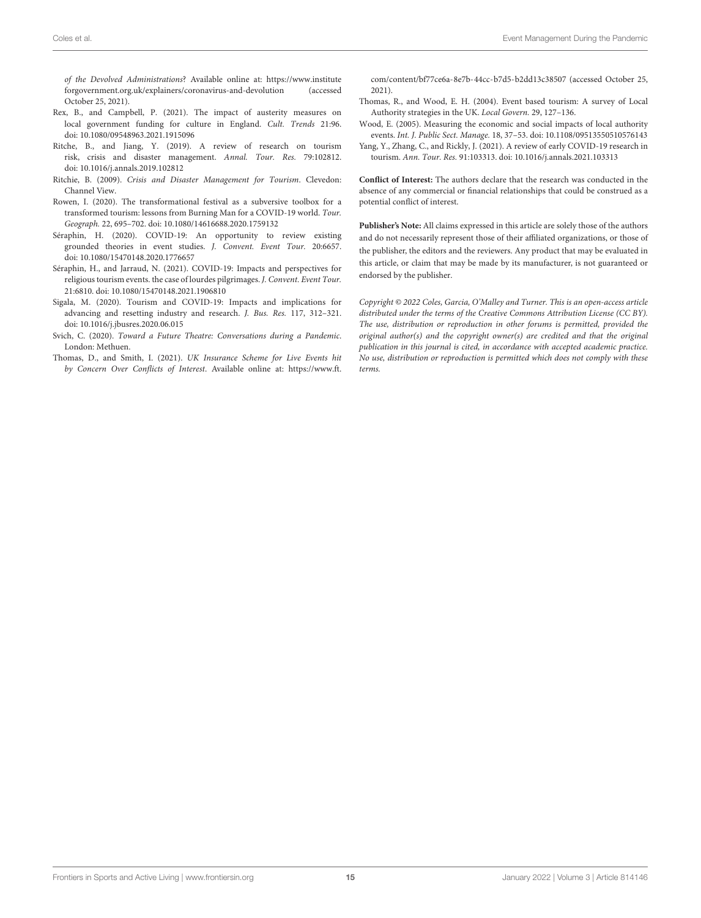*of the Devolved Administrations*? Available online at: https://www.instituteforgovernment.org.uk/explainers/coronavirus-and-devolution (accessed October 25, 2021).

Rex, B., and Campbell, P. (2021). The impact of austerity measures on local government funding for culture in England. *Cult. Trends* 21:96. doi: 10.1080/09548963.2021.1915096

Ritche, B., and Jiang, Y. (2019). A review of research on tourism risk, crisis and disaster management. *Annal. Tour. Res.* 79:102812. doi: 10.1016/j.annals.2019.102812

Ritchie, B. (2009). *Crisis and Disaster Management for Tourism*. Clevedon: Channel View.

Rowen, I. (2020). The transformational festival as a subversive toolbox for a transformed tourism: lessons from Burning Man for a COVID-19 world. *Tour. Geograph.* 22, 695–702. doi: 10.1080/14616688.2020.1759132

Séraphin, H. (2020). COVID-19: An opportunity to review existing grounded theories in event studies. *J. Convent. Event Tour.* 20:6657. doi: 10.1080/15470148.2020.1776657

Séraphin, H., and Jarraud, N. (2021). COVID-19: Impacts and perspectives for religious tourism events. the case of lourdes pilgrimages. *J. Convent. Event Tour.* 21:6810. doi: 10.1080/15470148.2021.1906810

Sigala, M. (2020). Tourism and COVID-19: Impacts and implications for advancing and resetting industry and research. *J. Bus. Res.* 117, 312–321. doi: 10.1016/j.jbusres.2020.06.015

Svich, C. (2020). *Toward a Future Theatre: Conversations during a Pandemic*. London: Methuen.

Thomas, D., and Smith, I. (2021). *UK Insurance Scheme for Live Events hit by Concern Over Conflicts of Interest*. Available online at: https://www.ft.com/content/bf77ce6a-8e7b-44cc-b7d5-b2dd13c38507 (accessed October 25, 2021).

Thomas, R., and Wood, E. H. (2004). Event based tourism: A survey of Local Authority strategies in the UK. *Local Govern.* 29, 127–136.

Wood, E. (2005). Measuring the economic and social impacts of local authority events. *Int. J. Public Sect. Manage.* 18, 37–53. doi: 10.1108/09513550510576143

Yang, Y., Zhang, C., and Rickly, J. (2021). A review of early COVID-19 research in tourism. *Ann. Tour. Res.* 91:103313. doi: 10.1016/j.annals.2021.103313

**Conflict of Interest:** The authors declare that the research was conducted in the absence of any commercial or financial relationships that could be construed as a potential conflict of interest.

**Publisher's Note:** All claims expressed in this article are solely those of the authors and do not necessarily represent those of their affiliated organizations, or those of the publisher, the editors and the reviewers. Any product that may be evaluated in this article, or claim that may be made by its manufacturer, is not guaranteed or endorsed by the publisher.

*Copyright © 2022 Coles, Garcia, O'Malley and Turner. This is an open-access article distributed under the terms of the Creative Commons Attribution License (CC BY). The use, distribution or reproduction in other forums is permitted, provided the original author(s) and the copyright owner(s) are credited and that the original publication in this journal is cited, in accordance with accepted academic practice. No use, distribution or reproduction is permitted which does not comply with these terms.*